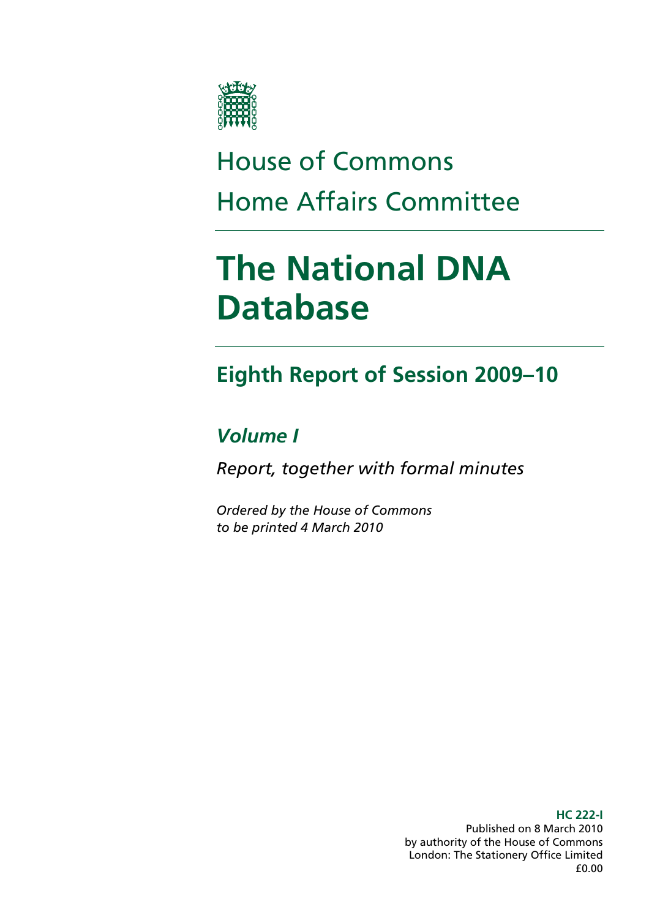# House of Commons
# Home Affairs Committee

# The National DNA Database

## Eighth Report of Session 2009–10

### *Volume I*

*Report, together with formal minutes*

*Ordered by the House of Commons to be printed 4 March 2010*

**HC 222-I**
Published on 8 March 2010
by authority of the House of Commons
London: The Stationery Office Limited
£0.00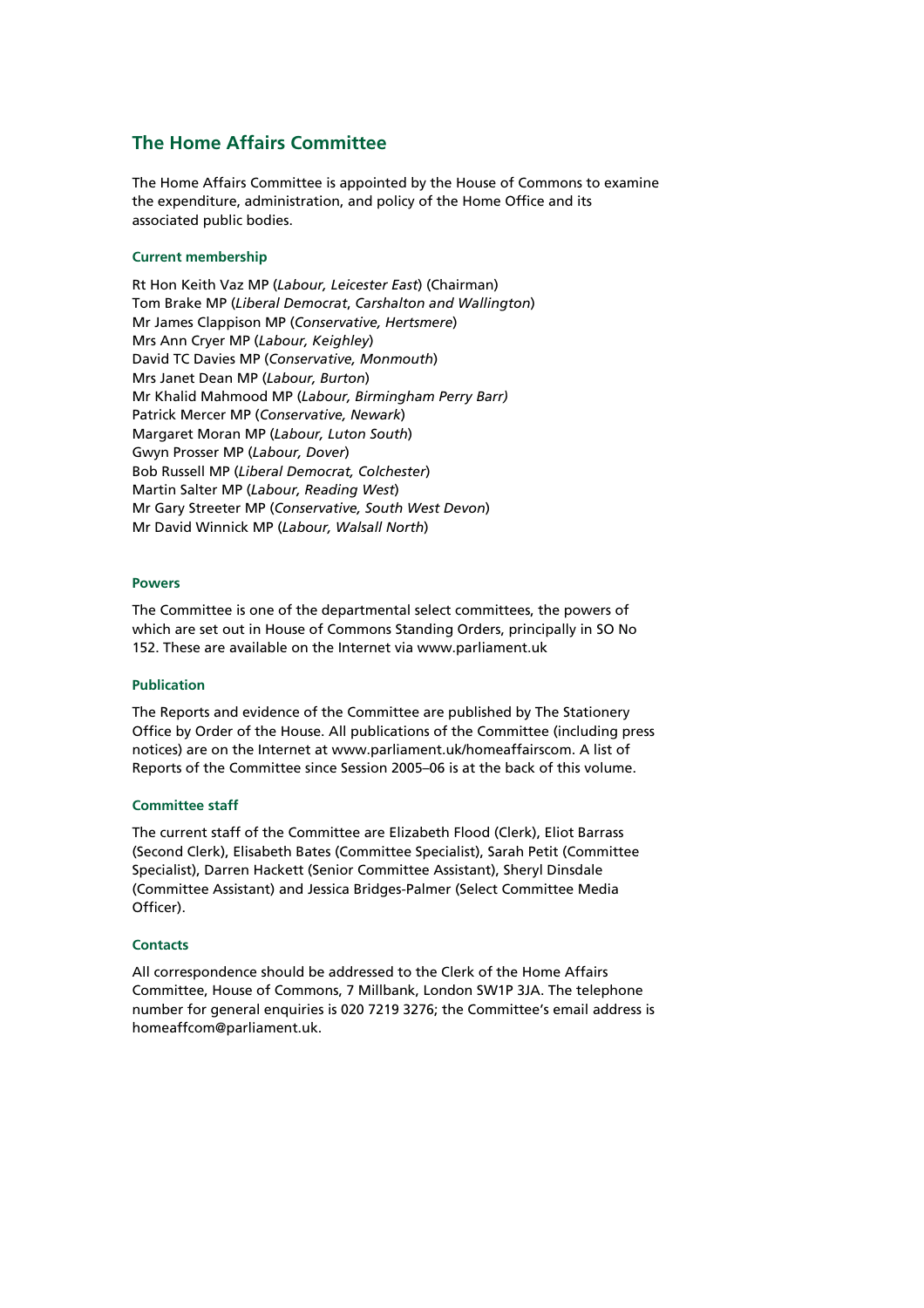## The Home Affairs Committee

The Home Affairs Committee is appointed by the House of Commons to examine the expenditure, administration, and policy of the Home Office and its associated public bodies.

### Current membership

Rt Hon Keith Vaz MP (*Labour, Leicester East*) (Chairman)
Tom Brake MP (*Liberal Democrat*, *Carshalton and Wallington*)
Mr James Clappison MP (*Conservative, Hertsmere*)
Mrs Ann Cryer MP (*Labour, Keighley*)
David TC Davies MP (*Conservative, Monmouth*)
Mrs Janet Dean MP (*Labour, Burton*)
Mr Khalid Mahmood MP (*Labour, Birmingham Perry Barr)*
Patrick Mercer MP (*Conservative, Newark*)
Margaret Moran MP (*Labour, Luton South*)
Gwyn Prosser MP (*Labour, Dover*)
Bob Russell MP (*Liberal Democrat, Colchester*)
Martin Salter MP (*Labour, Reading West*)
Mr Gary Streeter MP (*Conservative, South West Devon*)
Mr David Winnick MP (*Labour, Walsall North*)

### Powers

The Committee is one of the departmental select committees, the powers of which are set out in House of Commons Standing Orders, principally in SO No 152. These are available on the Internet via www.parliament.uk

### Publication

The Reports and evidence of the Committee are published by The Stationery Office by Order of the House. All publications of the Committee (including press notices) are on the Internet at www.parliament.uk/homeaffairscom. A list of Reports of the Committee since Session 2005–06 is at the back of this volume.

### Committee staff

The current staff of the Committee are Elizabeth Flood (Clerk), Eliot Barrass (Second Clerk), Elisabeth Bates (Committee Specialist), Sarah Petit (Committee Specialist), Darren Hackett (Senior Committee Assistant), Sheryl Dinsdale (Committee Assistant) and Jessica Bridges-Palmer (Select Committee Media Officer).

### Contacts

All correspondence should be addressed to the Clerk of the Home Affairs Committee, House of Commons, 7 Millbank, London SW1P 3JA. The telephone number for general enquiries is 020 7219 3276; the Committee's email address is homeaffcom@parliament.uk.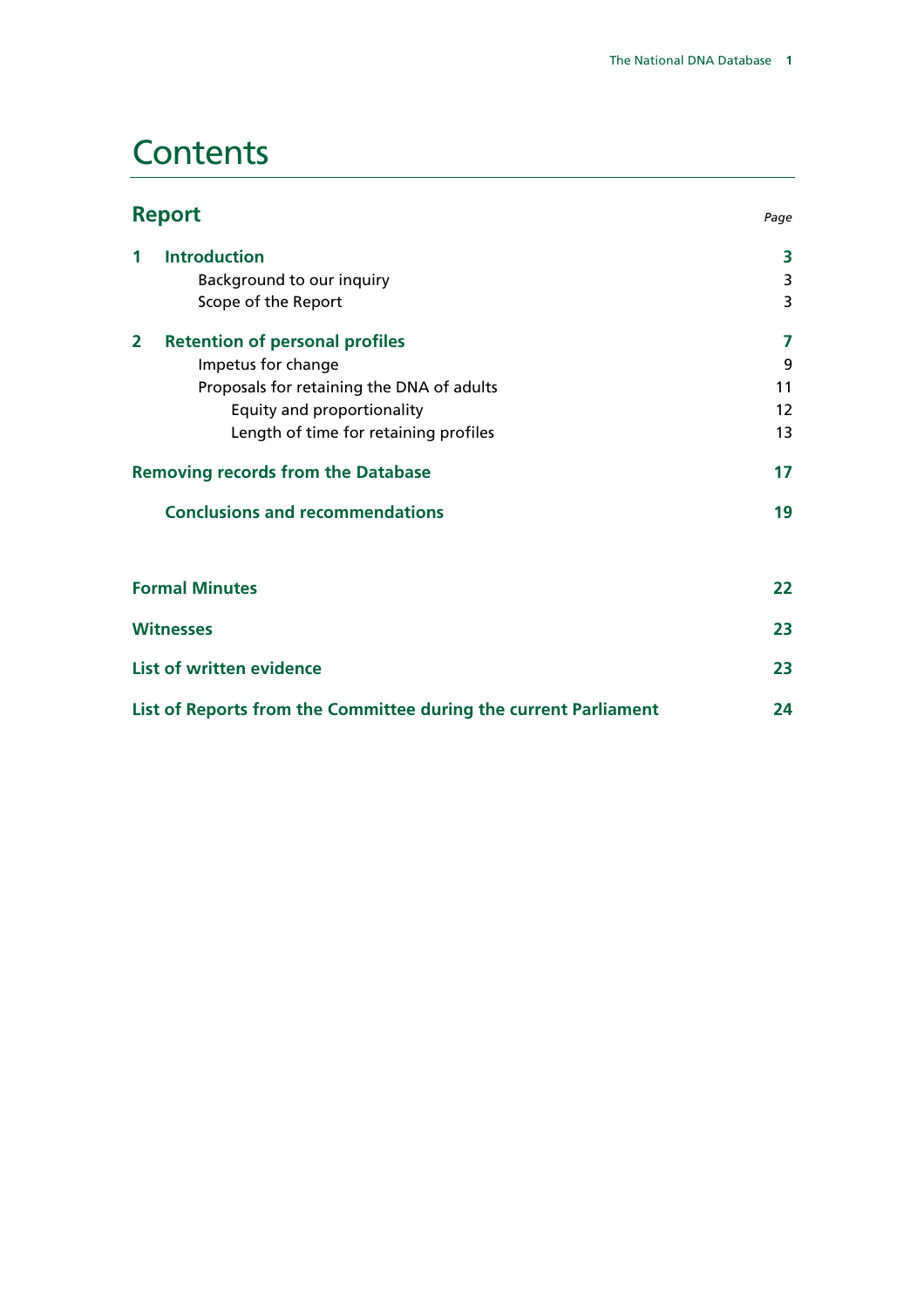# Contents

| **Report** | *Page* |
| --- | --- |
| **1 Introduction** | **3** |
| Background to our inquiry | 3 |
| Scope of the Report | 3 |
| **2 Retention of personal profiles** | **7** |
| Impetus for change | 9 |
| Proposals for retaining the DNA of adults | 11 |
| Equity and proportionality | 12 |
| Length of time for retaining profiles | 13 |
| **Removing records from the Database** | **17** |
| **Conclusions and recommendations** | **19** |
| **Formal Minutes** | **22** |
| **Witnesses** | **23** |
| **List of written evidence** | **23** |
| **List of Reports from the Committee during the current Parliament** | **24** |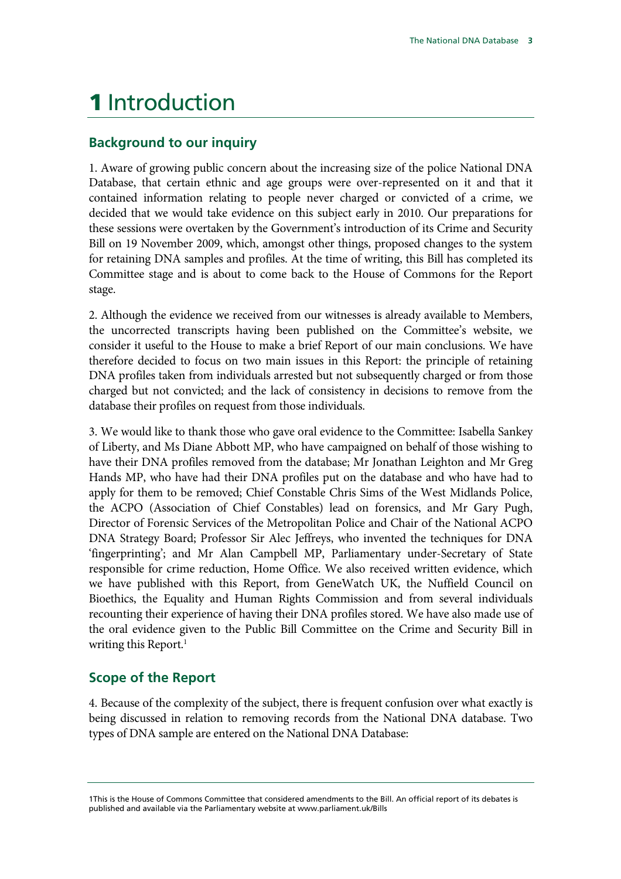# 1 Introduction

## Background to our inquiry

1. Aware of growing public concern about the increasing size of the police National DNA Database, that certain ethnic and age groups were over-represented on it and that it contained information relating to people never charged or convicted of a crime, we decided that we would take evidence on this subject early in 2010. Our preparations for these sessions were overtaken by the Government's introduction of its Crime and Security Bill on 19 November 2009, which, amongst other things, proposed changes to the system for retaining DNA samples and profiles. At the time of writing, this Bill has completed its Committee stage and is about to come back to the House of Commons for the Report stage.

2. Although the evidence we received from our witnesses is already available to Members, the uncorrected transcripts having been published on the Committee's website, we consider it useful to the House to make a brief Report of our main conclusions. We have therefore decided to focus on two main issues in this Report: the principle of retaining DNA profiles taken from individuals arrested but not subsequently charged or from those charged but not convicted; and the lack of consistency in decisions to remove from the database their profiles on request from those individuals.

3. We would like to thank those who gave oral evidence to the Committee: Isabella Sankey of Liberty, and Ms Diane Abbott MP, who have campaigned on behalf of those wishing to have their DNA profiles removed from the database; Mr Jonathan Leighton and Mr Greg Hands MP, who have had their DNA profiles put on the database and who have had to apply for them to be removed; Chief Constable Chris Sims of the West Midlands Police, the ACPO (Association of Chief Constables) lead on forensics, and Mr Gary Pugh, Director of Forensic Services of the Metropolitan Police and Chair of the National ACPO DNA Strategy Board; Professor Sir Alec Jeffreys, who invented the techniques for DNA 'fingerprinting'; and Mr Alan Campbell MP, Parliamentary under-Secretary of State responsible for crime reduction, Home Office. We also received written evidence, which we have published with this Report, from GeneWatch UK, the Nuffield Council on Bioethics, the Equality and Human Rights Commission and from several individuals recounting their experience of having their DNA profiles stored. We have also made use of the oral evidence given to the Public Bill Committee on the Crime and Security Bill in writing this Report.[1]

## Scope of the Report

4. Because of the complexity of the subject, there is frequent confusion over what exactly is being discussed in relation to removing records from the National DNA database. Two types of DNA sample are entered on the National DNA Database:

[1] This is the House of Commons Committee that considered amendments to the Bill. An official report of its debates is published and available via the Parliamentary website at www.parliament.uk/Bills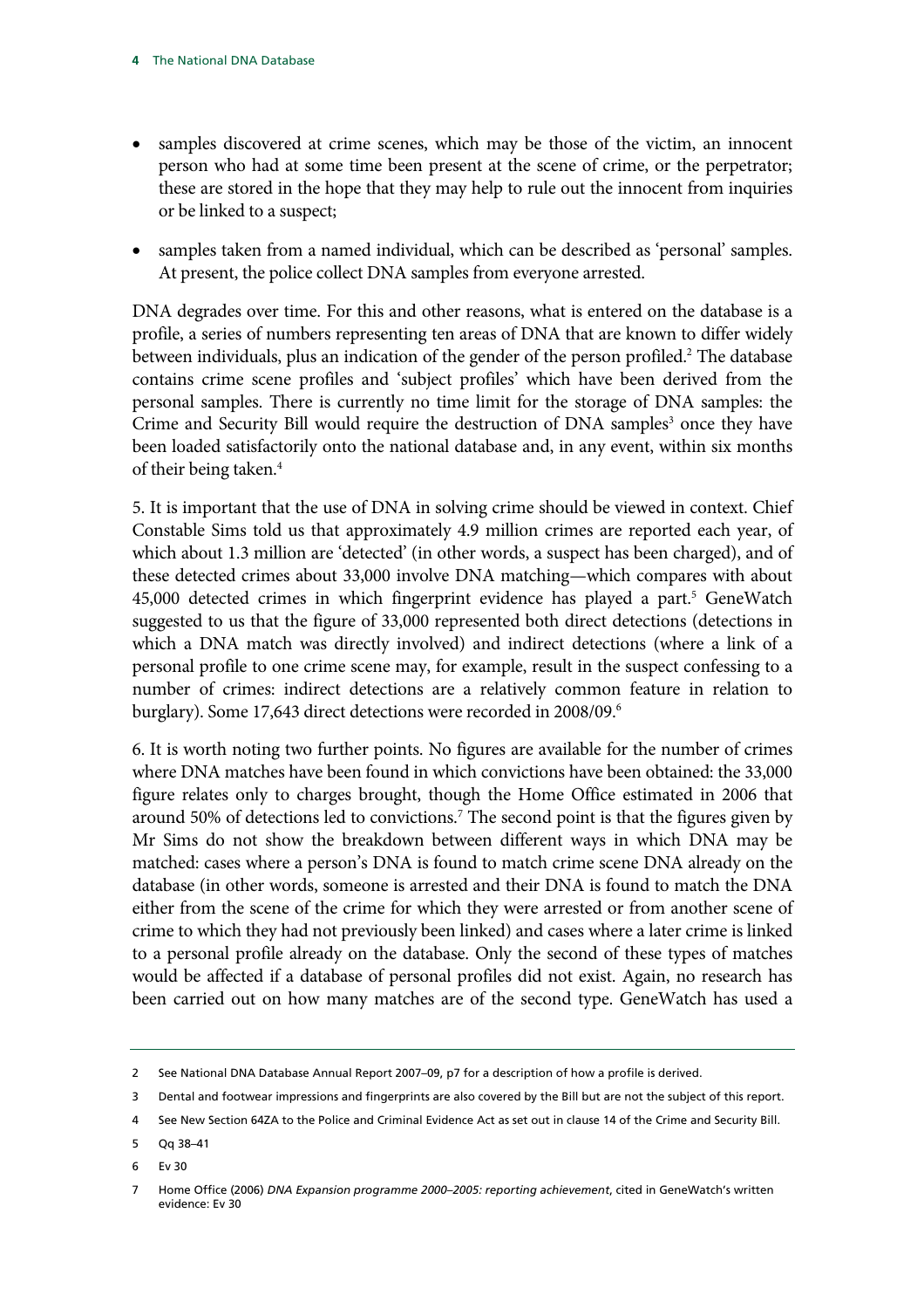- samples discovered at crime scenes, which may be those of the victim, an innocent person who had at some time been present at the scene of crime, or the perpetrator; these are stored in the hope that they may help to rule out the innocent from inquiries or be linked to a suspect;
- samples taken from a named individual, which can be described as 'personal' samples. At present, the police collect DNA samples from everyone arrested.

DNA degrades over time. For this and other reasons, what is entered on the database is a profile, a series of numbers representing ten areas of DNA that are known to differ widely between individuals, plus an indication of the gender of the person profiled.[2] The database contains crime scene profiles and 'subject profiles' which have been derived from the personal samples. There is currently no time limit for the storage of DNA samples: the Crime and Security Bill would require the destruction of DNA samples[3] once they have been loaded satisfactorily onto the national database and, in any event, within six months of their being taken.[4]

5. It is important that the use of DNA in solving crime should be viewed in context. Chief Constable Sims told us that approximately 4.9 million crimes are reported each year, of which about 1.3 million are 'detected' (in other words, a suspect has been charged), and of these detected crimes about 33,000 involve DNA matching—which compares with about 45,000 detected crimes in which fingerprint evidence has played a part.[5] GeneWatch suggested to us that the figure of 33,000 represented both direct detections (detections in which a DNA match was directly involved) and indirect detections (where a link of a personal profile to one crime scene may, for example, result in the suspect confessing to a number of crimes: indirect detections are a relatively common feature in relation to burglary). Some 17,643 direct detections were recorded in 2008/09.[6]

6. It is worth noting two further points. No figures are available for the number of crimes where DNA matches have been found in which convictions have been obtained: the 33,000 figure relates only to charges brought, though the Home Office estimated in 2006 that around 50% of detections led to convictions.[7] The second point is that the figures given by Mr Sims do not show the breakdown between different ways in which DNA may be matched: cases where a person's DNA is found to match crime scene DNA already on the database (in other words, someone is arrested and their DNA is found to match the DNA either from the scene of the crime for which they were arrested or from another scene of crime to which they had not previously been linked) and cases where a later crime is linked to a personal profile already on the database. Only the second of these types of matches would be affected if a database of personal profiles did not exist. Again, no research has been carried out on how many matches are of the second type. GeneWatch has used a

---

2 See National DNA Database Annual Report 2007–09, p7 for a description of how a profile is derived.

3 Dental and footwear impressions and fingerprints are also covered by the Bill but are not the subject of this report.

4 See New Section 64ZA to the Police and Criminal Evidence Act as set out in clause 14 of the Crime and Security Bill.

5 Qq 38–41

6 Ev 30

7 Home Office (2006) *DNA Expansion programme 2000–2005: reporting achievement*, cited in GeneWatch's written evidence: Ev 30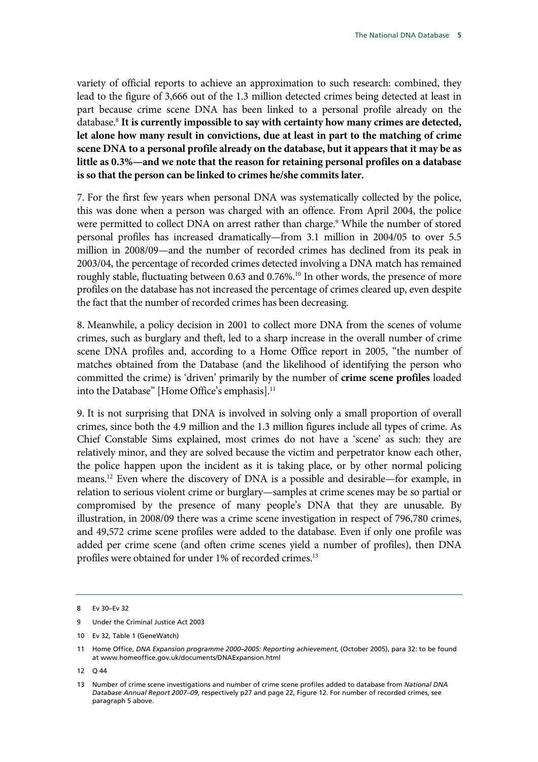variety of official reports to achieve an approximation to such research: combined, they lead to the figure of 3,666 out of the 1.3 million detected crimes being detected at least in part because crime scene DNA has been linked to a personal profile already on the database.[8] **It is currently impossible to say with certainty how many crimes are detected, let alone how many result in convictions, due at least in part to the matching of crime scene DNA to a personal profile already on the database, but it appears that it may be as little as 0.3%—and we note that the reason for retaining personal profiles on a database is so that the person can be linked to crimes he/she commits later.**

7. For the first few years when personal DNA was systematically collected by the police, this was done when a person was charged with an offence. From April 2004, the police were permitted to collect DNA on arrest rather than charge.[9] While the number of stored personal profiles has increased dramatically—from 3.1 million in 2004/05 to over 5.5 million in 2008/09—and the number of recorded crimes has declined from its peak in 2003/04, the percentage of recorded crimes detected involving a DNA match has remained roughly stable, fluctuating between 0.63 and 0.76%.[10] In other words, the presence of more profiles on the database has not increased the percentage of crimes cleared up, even despite the fact that the number of recorded crimes has been decreasing.

8. Meanwhile, a policy decision in 2001 to collect more DNA from the scenes of volume crimes, such as burglary and theft, led to a sharp increase in the overall number of crime scene DNA profiles and, according to a Home Office report in 2005, "the number of matches obtained from the Database (and the likelihood of identifying the person who committed the crime) is 'driven' primarily by the number of **crime scene profiles** loaded into the Database" [Home Office's emphasis].[11]

9. It is not surprising that DNA is involved in solving only a small proportion of overall crimes, since both the 4.9 million and the 1.3 million figures include all types of crime. As Chief Constable Sims explained, most crimes do not have a 'scene' as such: they are relatively minor, and they are solved because the victim and perpetrator know each other, the police happen upon the incident as it is taking place, or by other normal policing means.[12] Even where the discovery of DNA is a possible and desirable—for example, in relation to serious violent crime or burglary—samples at crime scenes may be so partial or compromised by the presence of many people's DNA that they are unusable. By illustration, in 2008/09 there was a crime scene investigation in respect of 796,780 crimes, and 49,572 crime scene profiles were added to the database. Even if only one profile was added per crime scene (and often crime scenes yield a number of profiles), then DNA profiles were obtained for under 1% of recorded crimes.[13]

---

8 Ev 30–Ev 32

9 Under the Criminal Justice Act 2003

10 Ev 32, Table 1 (GeneWatch)

11 Home Office, *DNA Expansion programme 2000–2005: Reporting achievement*, (October 2005), para 32: to be found at www.homeoffice.gov.uk/documents/DNAExpansion.html

12 Q 44

13 Number of crime scene investigations and number of crime scene profiles added to database from *National DNA Database Annual Report 2007–09*, respectively p27 and page 22, Figure 12. For number of recorded crimes, see paragraph 5 above.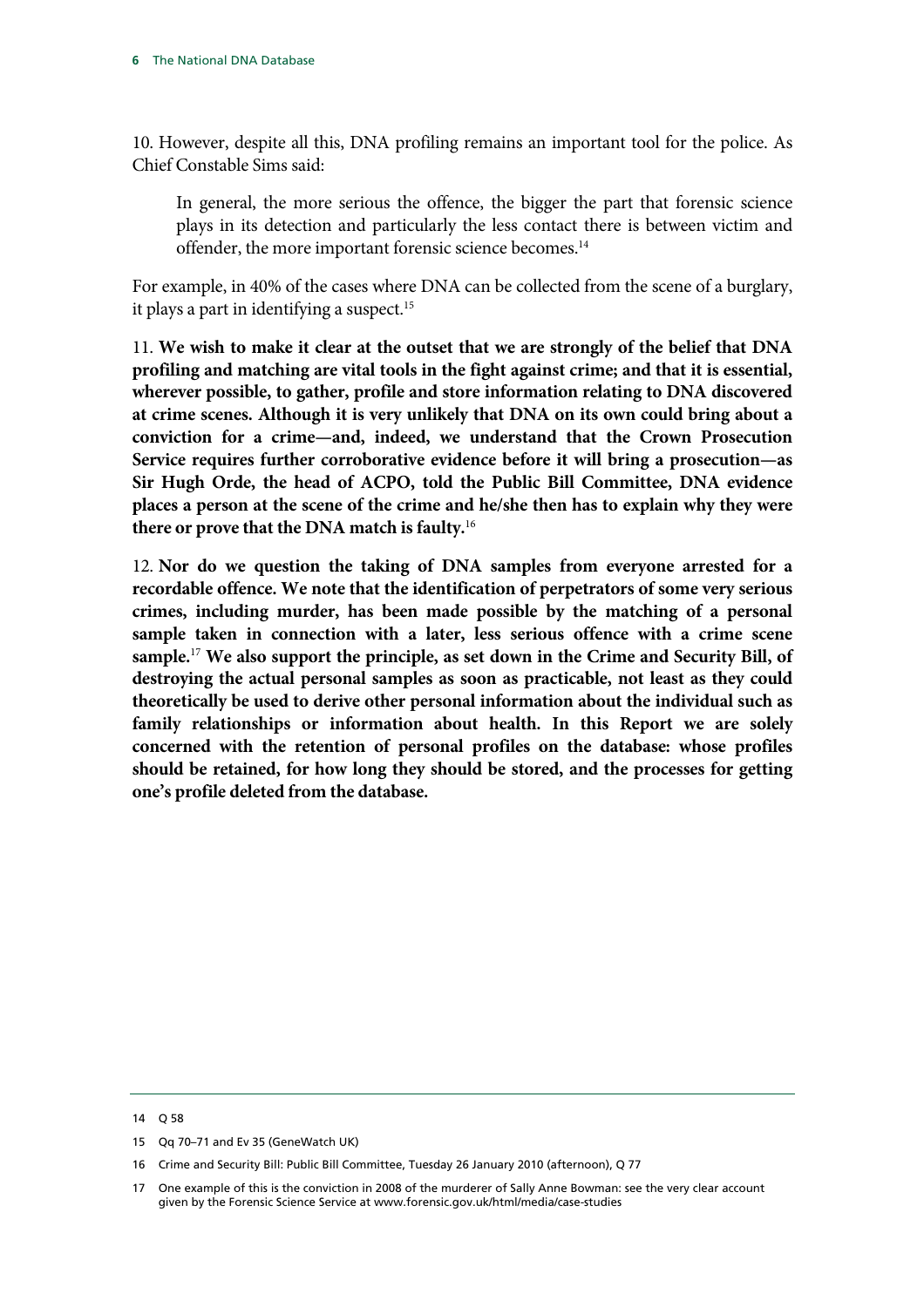10. However, despite all this, DNA profiling remains an important tool for the police. As Chief Constable Sims said:

> In general, the more serious the offence, the bigger the part that forensic science plays in its detection and particularly the less contact there is between victim and offender, the more important forensic science becomes.[14]

For example, in 40% of the cases where DNA can be collected from the scene of a burglary, it plays a part in identifying a suspect.[15]

11. **We wish to make it clear at the outset that we are strongly of the belief that DNA profiling and matching are vital tools in the fight against crime; and that it is essential, wherever possible, to gather, profile and store information relating to DNA discovered at crime scenes. Although it is very unlikely that DNA on its own could bring about a conviction for a crime—and, indeed, we understand that the Crown Prosecution Service requires further corroborative evidence before it will bring a prosecution—as Sir Hugh Orde, the head of ACPO, told the Public Bill Committee, DNA evidence places a person at the scene of the crime and he/she then has to explain why they were there or prove that the DNA match is faulty.**[16]

12. **Nor do we question the taking of DNA samples from everyone arrested for a recordable offence. We note that the identification of perpetrators of some very serious crimes, including murder, has been made possible by the matching of a personal sample taken in connection with a later, less serious offence with a crime scene sample.**[17] **We also support the principle, as set down in the Crime and Security Bill, of destroying the actual personal samples as soon as practicable, not least as they could theoretically be used to derive other personal information about the individual such as family relationships or information about health. In this Report we are solely concerned with the retention of personal profiles on the database: whose profiles should be retained, for how long they should be stored, and the processes for getting one's profile deleted from the database.**

---

14 Q 58

15 Qq 70–71 and Ev 35 (GeneWatch UK)

16 Crime and Security Bill: Public Bill Committee, Tuesday 26 January 2010 (afternoon), Q 77

17 One example of this is the conviction in 2008 of the murderer of Sally Anne Bowman: see the very clear account given by the Forensic Science Service at www.forensic.gov.uk/html/media/case-studies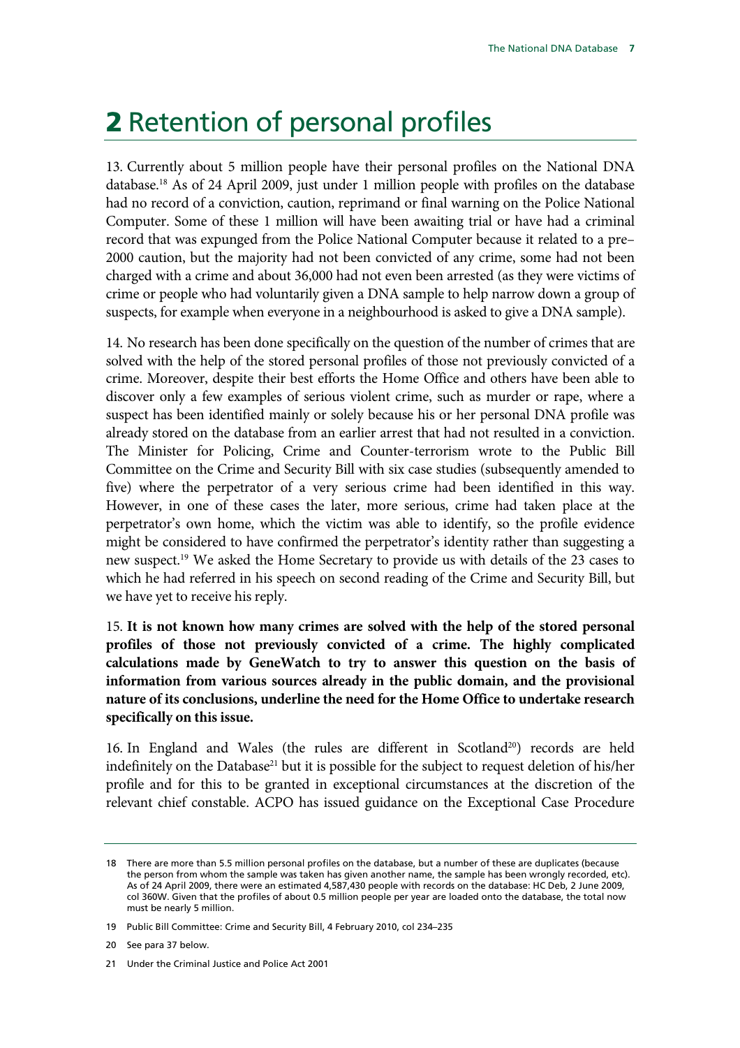# 2 Retention of personal profiles

13. Currently about 5 million people have their personal profiles on the National DNA database.[18] As of 24 April 2009, just under 1 million people with profiles on the database had no record of a conviction, caution, reprimand or final warning on the Police National Computer. Some of these 1 million will have been awaiting trial or have had a criminal record that was expunged from the Police National Computer because it related to a pre–2000 caution, but the majority had not been convicted of any crime, some had not been charged with a crime and about 36,000 had not even been arrested (as they were victims of crime or people who had voluntarily given a DNA sample to help narrow down a group of suspects, for example when everyone in a neighbourhood is asked to give a DNA sample).

14. No research has been done specifically on the question of the number of crimes that are solved with the help of the stored personal profiles of those not previously convicted of a crime. Moreover, despite their best efforts the Home Office and others have been able to discover only a few examples of serious violent crime, such as murder or rape, where a suspect has been identified mainly or solely because his or her personal DNA profile was already stored on the database from an earlier arrest that had not resulted in a conviction. The Minister for Policing, Crime and Counter-terrorism wrote to the Public Bill Committee on the Crime and Security Bill with six case studies (subsequently amended to five) where the perpetrator of a very serious crime had been identified in this way. However, in one of these cases the later, more serious, crime had taken place at the perpetrator's own home, which the victim was able to identify, so the profile evidence might be considered to have confirmed the perpetrator's identity rather than suggesting a new suspect.[19] We asked the Home Secretary to provide us with details of the 23 cases to which he had referred in his speech on second reading of the Crime and Security Bill, but we have yet to receive his reply.

15. **It is not known how many crimes are solved with the help of the stored personal profiles of those not previously convicted of a crime. The highly complicated calculations made by GeneWatch to try to answer this question on the basis of information from various sources already in the public domain, and the provisional nature of its conclusions, underline the need for the Home Office to undertake research specifically on this issue.**

16. In England and Wales (the rules are different in Scotland[20]) records are held indefinitely on the Database[21] but it is possible for the subject to request deletion of his/her profile and for this to be granted in exceptional circumstances at the discretion of the relevant chief constable. ACPO has issued guidance on the Exceptional Case Procedure

---

18 There are more than 5.5 million personal profiles on the database, but a number of these are duplicates (because the person from whom the sample was taken has given another name, the sample has been wrongly recorded, etc). As of 24 April 2009, there were an estimated 4,587,430 people with records on the database: HC Deb, 2 June 2009, col 360W. Given that the profiles of about 0.5 million people per year are loaded onto the database, the total now must be nearly 5 million.

19 Public Bill Committee: Crime and Security Bill, 4 February 2010, col 234–235

20 See para 37 below.

21 Under the Criminal Justice and Police Act 2001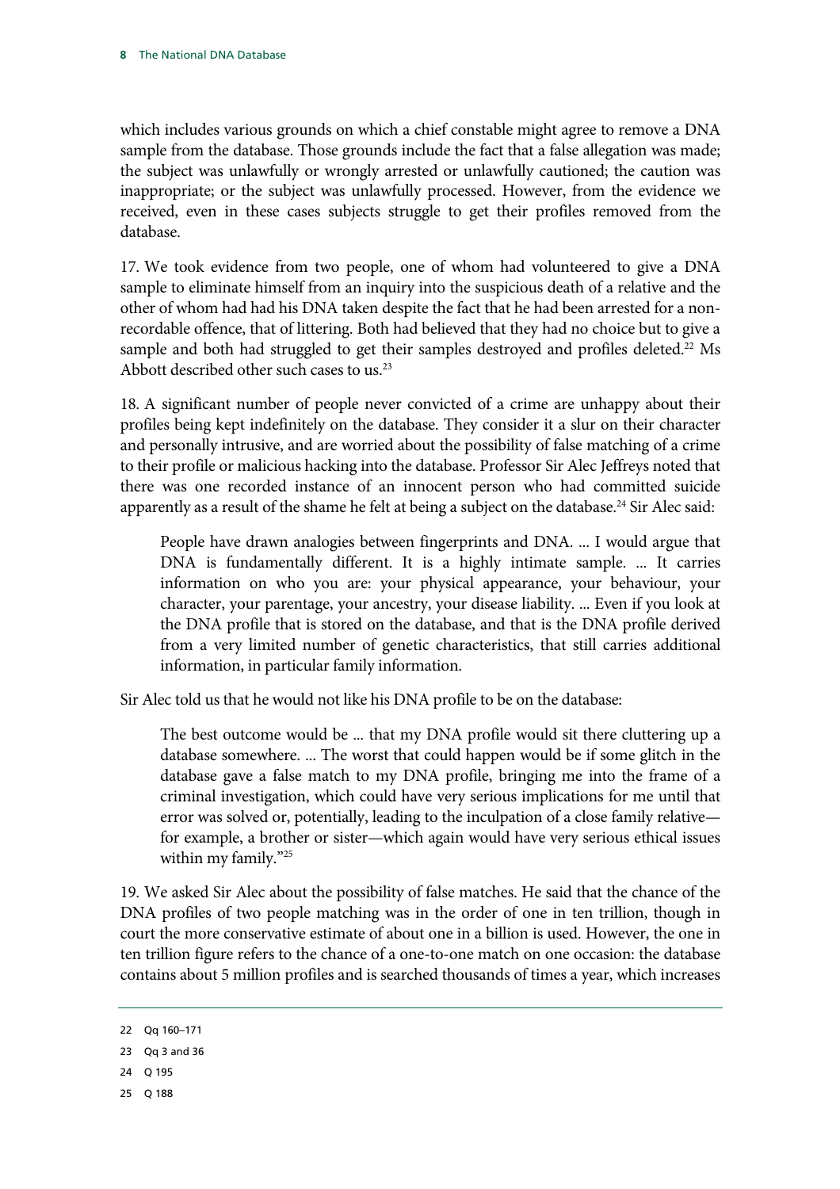which includes various grounds on which a chief constable might agree to remove a DNA sample from the database. Those grounds include the fact that a false allegation was made; the subject was unlawfully or wrongly arrested or unlawfully cautioned; the caution was inappropriate; or the subject was unlawfully processed. However, from the evidence we received, even in these cases subjects struggle to get their profiles removed from the database.

17. We took evidence from two people, one of whom had volunteered to give a DNA sample to eliminate himself from an inquiry into the suspicious death of a relative and the other of whom had had his DNA taken despite the fact that he had been arrested for a non-recordable offence, that of littering. Both had believed that they had no choice but to give a sample and both had struggled to get their samples destroyed and profiles deleted.[22] Ms Abbott described other such cases to us.[23]

18. A significant number of people never convicted of a crime are unhappy about their profiles being kept indefinitely on the database. They consider it a slur on their character and personally intrusive, and are worried about the possibility of false matching of a crime to their profile or malicious hacking into the database. Professor Sir Alec Jeffreys noted that there was one recorded instance of an innocent person who had committed suicide apparently as a result of the shame he felt at being a subject on the database.[24] Sir Alec said:

> People have drawn analogies between fingerprints and DNA. ... I would argue that DNA is fundamentally different. It is a highly intimate sample. ... It carries information on who you are: your physical appearance, your behaviour, your character, your parentage, your ancestry, your disease liability. ... Even if you look at the DNA profile that is stored on the database, and that is the DNA profile derived from a very limited number of genetic characteristics, that still carries additional information, in particular family information.

Sir Alec told us that he would not like his DNA profile to be on the database:

> The best outcome would be ... that my DNA profile would sit there cluttering up a database somewhere. ... The worst that could happen would be if some glitch in the database gave a false match to my DNA profile, bringing me into the frame of a criminal investigation, which could have very serious implications for me until that error was solved or, potentially, leading to the inculpation of a close family relative—for example, a brother or sister—which again would have very serious ethical issues within my family."[25]

19. We asked Sir Alec about the possibility of false matches. He said that the chance of the DNA profiles of two people matching was in the order of one in ten trillion, though in court the more conservative estimate of about one in a billion is used. However, the one in ten trillion figure refers to the chance of a one-to-one match on one occasion: the database contains about 5 million profiles and is searched thousands of times a year, which increases

---

22 Qq 160–171

23 Qq 3 and 36

24 Q 195

25 Q 188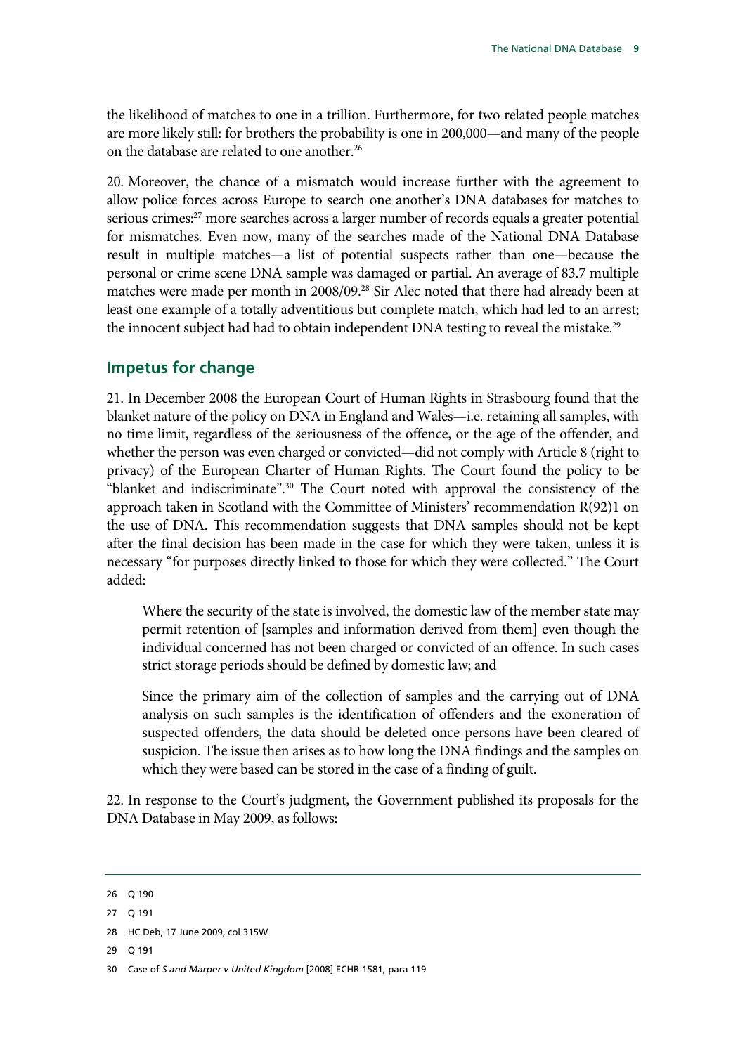the likelihood of matches to one in a trillion. Furthermore, for two related people matches are more likely still: for brothers the probability is one in 200,000—and many of the people on the database are related to one another.[26]

20. Moreover, the chance of a mismatch would increase further with the agreement to allow police forces across Europe to search one another's DNA databases for matches to serious crimes:[27] more searches across a larger number of records equals a greater potential for mismatches. Even now, many of the searches made of the National DNA Database result in multiple matches—a list of potential suspects rather than one—because the personal or crime scene DNA sample was damaged or partial. An average of 83.7 multiple matches were made per month in 2008/09.[28] Sir Alec noted that there had already been at least one example of a totally adventitious but complete match, which had led to an arrest; the innocent subject had had to obtain independent DNA testing to reveal the mistake.[29]

## Impetus for change

21. In December 2008 the European Court of Human Rights in Strasbourg found that the blanket nature of the policy on DNA in England and Wales—i.e. retaining all samples, with no time limit, regardless of the seriousness of the offence, or the age of the offender, and whether the person was even charged or convicted—did not comply with Article 8 (right to privacy) of the European Charter of Human Rights. The Court found the policy to be "blanket and indiscriminate".[30] The Court noted with approval the consistency of the approach taken in Scotland with the Committee of Ministers' recommendation R(92)1 on the use of DNA. This recommendation suggests that DNA samples should not be kept after the final decision has been made in the case for which they were taken, unless it is necessary "for purposes directly linked to those for which they were collected." The Court added:

> Where the security of the state is involved, the domestic law of the member state may permit retention of [samples and information derived from them] even though the individual concerned has not been charged or convicted of an offence. In such cases strict storage periods should be defined by domestic law; and
>
> Since the primary aim of the collection of samples and the carrying out of DNA analysis on such samples is the identification of offenders and the exoneration of suspected offenders, the data should be deleted once persons have been cleared of suspicion. The issue then arises as to how long the DNA findings and the samples on which they were based can be stored in the case of a finding of guilt.

22. In response to the Court's judgment, the Government published its proposals for the DNA Database in May 2009, as follows:

---

26 Q 190

27 Q 191

28 HC Deb, 17 June 2009, col 315W

29 Q 191

30 Case of *S and Marper v United Kingdom* [2008] ECHR 1581, para 119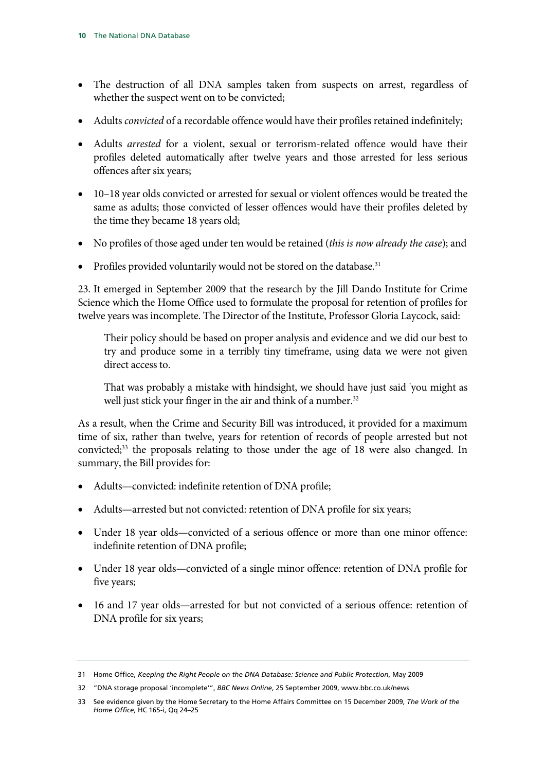- The destruction of all DNA samples taken from suspects on arrest, regardless of whether the suspect went on to be convicted;
- Adults *convicted* of a recordable offence would have their profiles retained indefinitely;
- Adults *arrested* for a violent, sexual or terrorism-related offence would have their profiles deleted automatically after twelve years and those arrested for less serious offences after six years;
- 10–18 year olds convicted or arrested for sexual or violent offences would be treated the same as adults; those convicted of lesser offences would have their profiles deleted by the time they became 18 years old;
- No profiles of those aged under ten would be retained (*this is now already the case*); and
- Profiles provided voluntarily would not be stored on the database.[31]

23. It emerged in September 2009 that the research by the Jill Dando Institute for Crime Science which the Home Office used to formulate the proposal for retention of profiles for twelve years was incomplete. The Director of the Institute, Professor Gloria Laycock, said:

> Their policy should be based on proper analysis and evidence and we did our best to try and produce some in a terribly tiny timeframe, using data we were not given direct access to.
>
> That was probably a mistake with hindsight, we should have just said 'you might as well just stick your finger in the air and think of a number.[32]

As a result, when the Crime and Security Bill was introduced, it provided for a maximum time of six, rather than twelve, years for retention of records of people arrested but not convicted;[33] the proposals relating to those under the age of 18 were also changed. In summary, the Bill provides for:

- Adults—convicted: indefinite retention of DNA profile;
- Adults—arrested but not convicted: retention of DNA profile for six years;
- Under 18 year olds—convicted of a serious offence or more than one minor offence: indefinite retention of DNA profile;
- Under 18 year olds—convicted of a single minor offence: retention of DNA profile for five years;
- 16 and 17 year olds—arrested for but not convicted of a serious offence: retention of DNA profile for six years;

---

31 Home Office, *Keeping the Right People on the DNA Database: Science and Public Protection*, May 2009

32 "DNA storage proposal 'incomplete'", *BBC News Online*, 25 September 2009, www.bbc.co.uk/news

33 See evidence given by the Home Secretary to the Home Affairs Committee on 15 December 2009, *The Work of the Home Office*, HC 165-i, Qq 24–25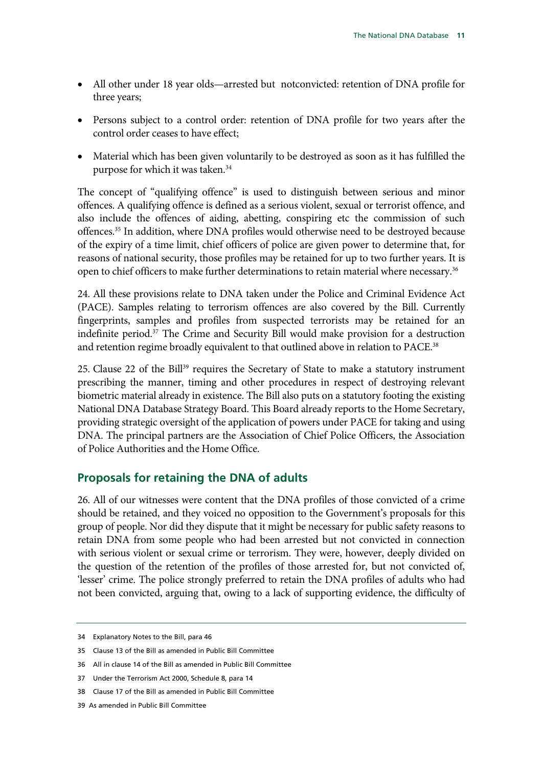- All other under 18 year olds—arrested but notconvicted: retention of DNA profile for three years;
- Persons subject to a control order: retention of DNA profile for two years after the control order ceases to have effect;
- Material which has been given voluntarily to be destroyed as soon as it has fulfilled the purpose for which it was taken.[34]

The concept of "qualifying offence" is used to distinguish between serious and minor offences. A qualifying offence is defined as a serious violent, sexual or terrorist offence, and also include the offences of aiding, abetting, conspiring etc the commission of such offences.[35] In addition, where DNA profiles would otherwise need to be destroyed because of the expiry of a time limit, chief officers of police are given power to determine that, for reasons of national security, those profiles may be retained for up to two further years. It is open to chief officers to make further determinations to retain material where necessary.[36]

24. All these provisions relate to DNA taken under the Police and Criminal Evidence Act (PACE). Samples relating to terrorism offences are also covered by the Bill. Currently fingerprints, samples and profiles from suspected terrorists may be retained for an indefinite period.[37] The Crime and Security Bill would make provision for a destruction and retention regime broadly equivalent to that outlined above in relation to PACE.[38]

25. Clause 22 of the Bill[39] requires the Secretary of State to make a statutory instrument prescribing the manner, timing and other procedures in respect of destroying relevant biometric material already in existence. The Bill also puts on a statutory footing the existing National DNA Database Strategy Board. This Board already reports to the Home Secretary, providing strategic oversight of the application of powers under PACE for taking and using DNA. The principal partners are the Association of Chief Police Officers, the Association of Police Authorities and the Home Office.

## Proposals for retaining the DNA of adults

26. All of our witnesses were content that the DNA profiles of those convicted of a crime should be retained, and they voiced no opposition to the Government's proposals for this group of people. Nor did they dispute that it might be necessary for public safety reasons to retain DNA from some people who had been arrested but not convicted in connection with serious violent or sexual crime or terrorism. They were, however, deeply divided on the question of the retention of the profiles of those arrested for, but not convicted of, 'lesser' crime. The police strongly preferred to retain the DNA profiles of adults who had not been convicted, arguing that, owing to a lack of supporting evidence, the difficulty of

---

34 Explanatory Notes to the Bill, para 46

35 Clause 13 of the Bill as amended in Public Bill Committee

36 All in clause 14 of the Bill as amended in Public Bill Committee

37 Under the Terrorism Act 2000, Schedule 8, para 14

38 Clause 17 of the Bill as amended in Public Bill Committee

39 As amended in Public Bill Committee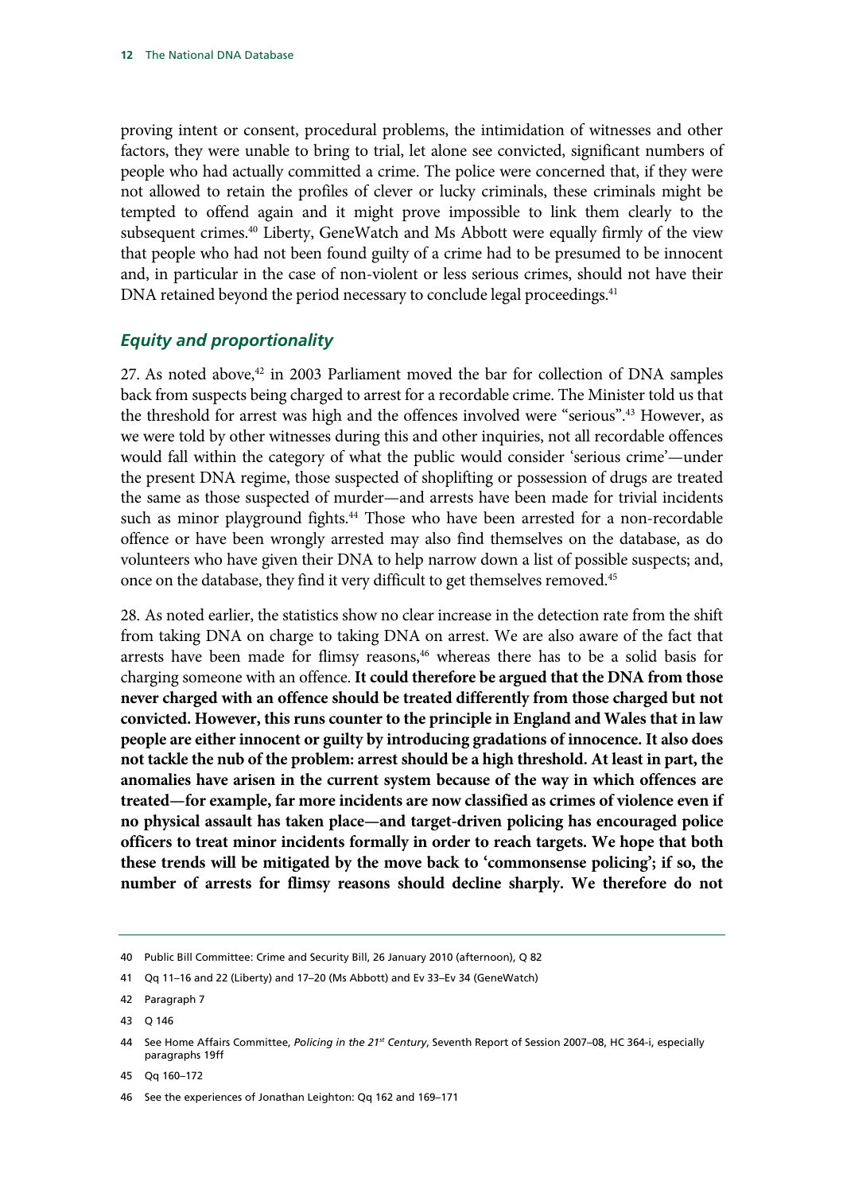proving intent or consent, procedural problems, the intimidation of witnesses and other factors, they were unable to bring to trial, let alone see convicted, significant numbers of people who had actually committed a crime. The police were concerned that, if they were not allowed to retain the profiles of clever or lucky criminals, these criminals might be tempted to offend again and it might prove impossible to link them clearly to the subsequent crimes.[40] Liberty, GeneWatch and Ms Abbott were equally firmly of the view that people who had not been found guilty of a crime had to be presumed to be innocent and, in particular in the case of non-violent or less serious crimes, should not have their DNA retained beyond the period necessary to conclude legal proceedings.[41]

### *Equity and proportionality*

27. As noted above,[42] in 2003 Parliament moved the bar for collection of DNA samples back from suspects being charged to arrest for a recordable crime. The Minister told us that the threshold for arrest was high and the offences involved were "serious".[43] However, as we were told by other witnesses during this and other inquiries, not all recordable offences would fall within the category of what the public would consider 'serious crime'—under the present DNA regime, those suspected of shoplifting or possession of drugs are treated the same as those suspected of murder—and arrests have been made for trivial incidents such as minor playground fights.[44] Those who have been arrested for a non-recordable offence or have been wrongly arrested may also find themselves on the database, as do volunteers who have given their DNA to help narrow down a list of possible suspects; and, once on the database, they find it very difficult to get themselves removed.[45]

28. As noted earlier, the statistics show no clear increase in the detection rate from the shift from taking DNA on charge to taking DNA on arrest. We are also aware of the fact that arrests have been made for flimsy reasons,[46] whereas there has to be a solid basis for charging someone with an offence. **It could therefore be argued that the DNA from those never charged with an offence should be treated differently from those charged but not convicted. However, this runs counter to the principle in England and Wales that in law people are either innocent or guilty by introducing gradations of innocence. It also does not tackle the nub of the problem: arrest should be a high threshold. At least in part, the anomalies have arisen in the current system because of the way in which offences are treated—for example, far more incidents are now classified as crimes of violence even if no physical assault has taken place—and target-driven policing has encouraged police officers to treat minor incidents formally in order to reach targets. We hope that both these trends will be mitigated by the move back to 'commonsense policing'; if so, the number of arrests for flimsy reasons should decline sharply. We therefore do not**

---

40 Public Bill Committee: Crime and Security Bill, 26 January 2010 (afternoon), Q 82

41 Qq 11–16 and 22 (Liberty) and 17–20 (Ms Abbott) and Ev 33–Ev 34 (GeneWatch)

42 Paragraph 7

43 Q 146

44 See Home Affairs Committee, *Policing in the 21st Century*, Seventh Report of Session 2007–08, HC 364-i, especially paragraphs 19ff

45 Qq 160–172

46 See the experiences of Jonathan Leighton: Qq 162 and 169–171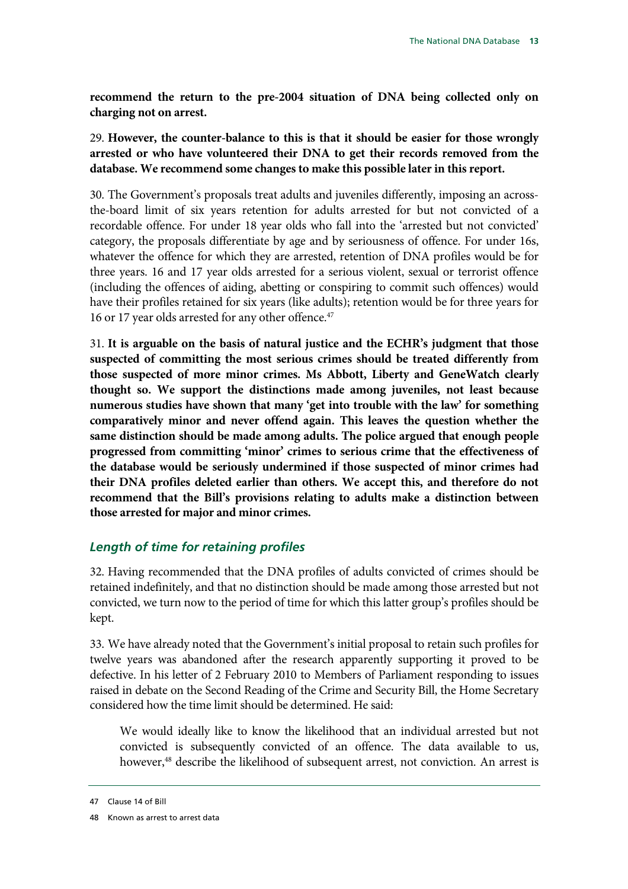**recommend the return to the pre-2004 situation of DNA being collected only on charging not on arrest.**

29. **However, the counter-balance to this is that it should be easier for those wrongly arrested or who have volunteered their DNA to get their records removed from the database. We recommend some changes to make this possible later in this report.**

30. The Government's proposals treat adults and juveniles differently, imposing an across-the-board limit of six years retention for adults arrested for but not convicted of a recordable offence. For under 18 year olds who fall into the 'arrested but not convicted' category, the proposals differentiate by age and by seriousness of offence. For under 16s, whatever the offence for which they are arrested, retention of DNA profiles would be for three years. 16 and 17 year olds arrested for a serious violent, sexual or terrorist offence (including the offences of aiding, abetting or conspiring to commit such offences) would have their profiles retained for six years (like adults); retention would be for three years for 16 or 17 year olds arrested for any other offence.[47]

31. **It is arguable on the basis of natural justice and the ECHR's judgment that those suspected of committing the most serious crimes should be treated differently from those suspected of more minor crimes. Ms Abbott, Liberty and GeneWatch clearly thought so. We support the distinctions made among juveniles, not least because numerous studies have shown that many 'get into trouble with the law' for something comparatively minor and never offend again. This leaves the question whether the same distinction should be made among adults. The police argued that enough people progressed from committing 'minor' crimes to serious crime that the effectiveness of the database would be seriously undermined if those suspected of minor crimes had their DNA profiles deleted earlier than others. We accept this, and therefore do not recommend that the Bill's provisions relating to adults make a distinction between those arrested for major and minor crimes.**

### *Length of time for retaining profiles*

32. Having recommended that the DNA profiles of adults convicted of crimes should be retained indefinitely, and that no distinction should be made among those arrested but not convicted, we turn now to the period of time for which this latter group's profiles should be kept.

33. We have already noted that the Government's initial proposal to retain such profiles for twelve years was abandoned after the research apparently supporting it proved to be defective. In his letter of 2 February 2010 to Members of Parliament responding to issues raised in debate on the Second Reading of the Crime and Security Bill, the Home Secretary considered how the time limit should be determined. He said:

> We would ideally like to know the likelihood that an individual arrested but not convicted is subsequently convicted of an offence. The data available to us, however,[48] describe the likelihood of subsequent arrest, not conviction. An arrest is

47 Clause 14 of Bill

48 Known as arrest to arrest data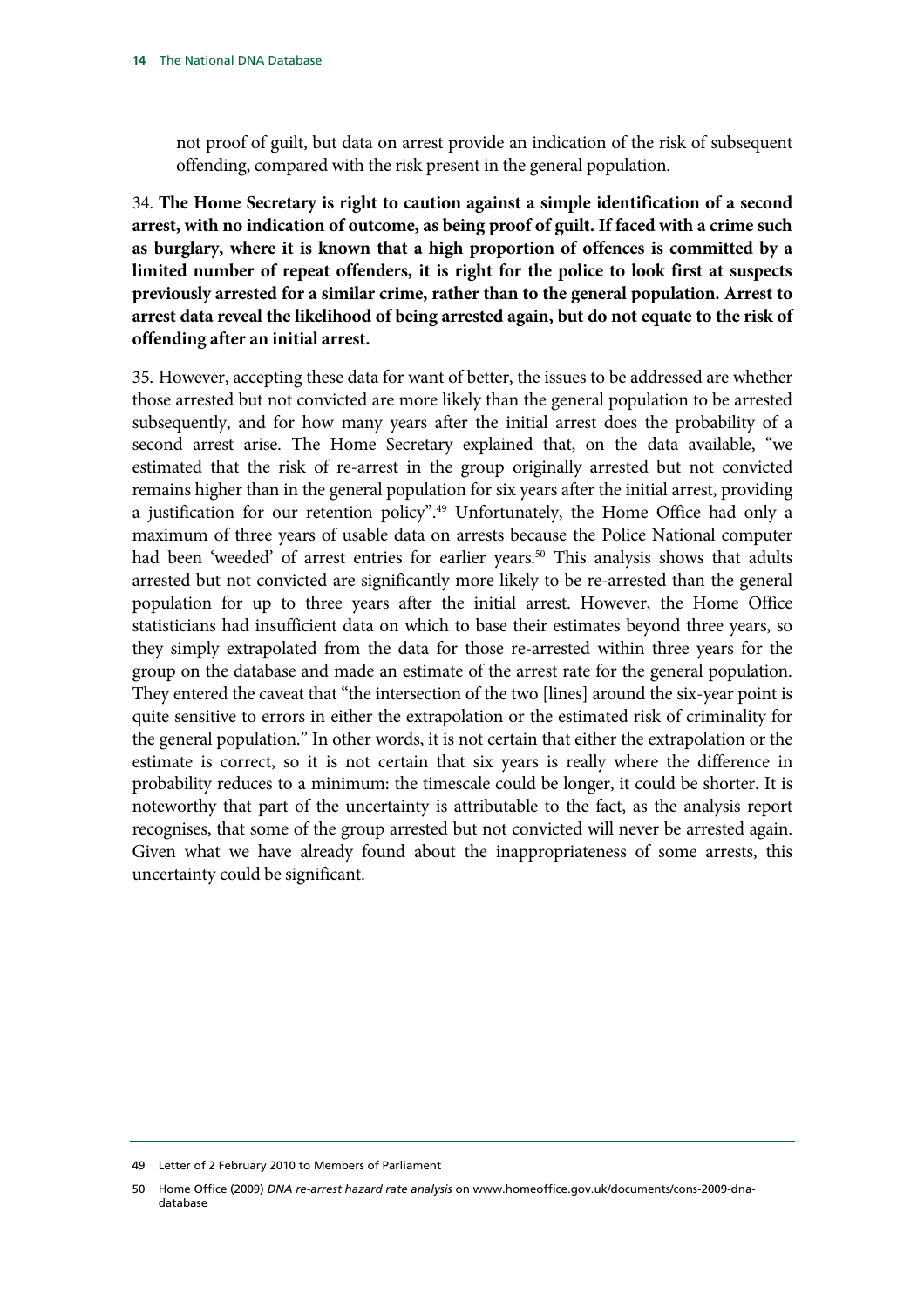not proof of guilt, but data on arrest provide an indication of the risk of subsequent offending, compared with the risk present in the general population.

34. **The Home Secretary is right to caution against a simple identification of a second arrest, with no indication of outcome, as being proof of guilt. If faced with a crime such as burglary, where it is known that a high proportion of offences is committed by a limited number of repeat offenders, it is right for the police to look first at suspects previously arrested for a similar crime, rather than to the general population. Arrest to arrest data reveal the likelihood of being arrested again, but do not equate to the risk of offending after an initial arrest.**

35. However, accepting these data for want of better, the issues to be addressed are whether those arrested but not convicted are more likely than the general population to be arrested subsequently, and for how many years after the initial arrest does the probability of a second arrest arise. The Home Secretary explained that, on the data available, "we estimated that the risk of re-arrest in the group originally arrested but not convicted remains higher than in the general population for six years after the initial arrest, providing a justification for our retention policy".[49] Unfortunately, the Home Office had only a maximum of three years of usable data on arrests because the Police National computer had been 'weeded' of arrest entries for earlier years.[50] This analysis shows that adults arrested but not convicted are significantly more likely to be re-arrested than the general population for up to three years after the initial arrest. However, the Home Office statisticians had insufficient data on which to base their estimates beyond three years, so they simply extrapolated from the data for those re-arrested within three years for the group on the database and made an estimate of the arrest rate for the general population. They entered the caveat that "the intersection of the two [lines] around the six-year point is quite sensitive to errors in either the extrapolation or the estimated risk of criminality for the general population." In other words, it is not certain that either the extrapolation or the estimate is correct, so it is not certain that six years is really where the difference in probability reduces to a minimum: the timescale could be longer, it could be shorter. It is noteworthy that part of the uncertainty is attributable to the fact, as the analysis report recognises, that some of the group arrested but not convicted will never be arrested again. Given what we have already found about the inappropriateness of some arrests, this uncertainty could be significant.

---

49 Letter of 2 February 2010 to Members of Parliament

50 Home Office (2009) *DNA re-arrest hazard rate analysis* on www.homeoffice.gov.uk/documents/cons-2009-dna-database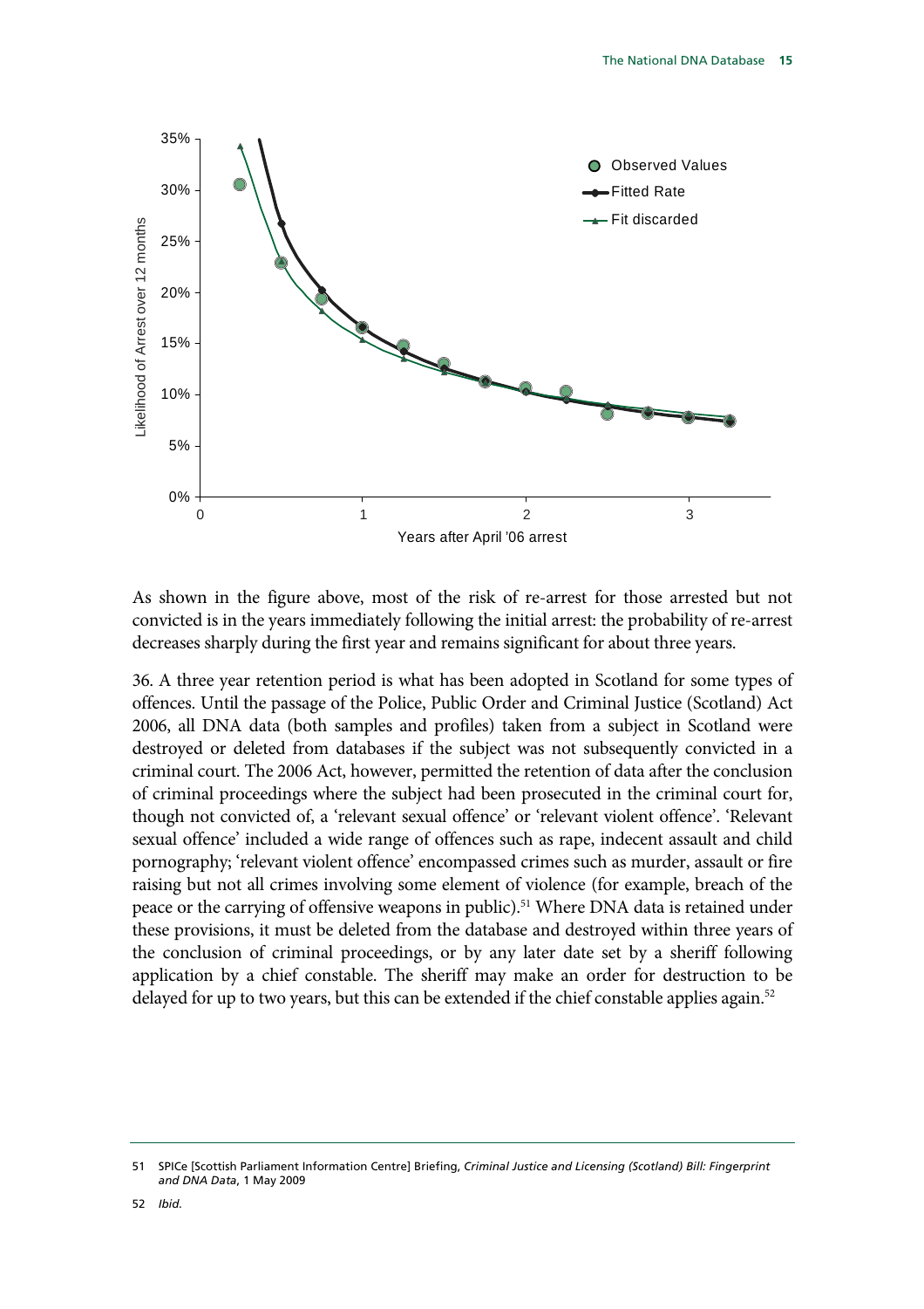35%
30%
25%
20%
15%
10%
5%
0%

Likelihood of Arrest over 12 months

0
1
2
3

Years after April '06 arrest

Observed Values
Fitted Rate
Fit discarded

As shown in the figure above, most of the risk of re-arrest for those arrested but not convicted is in the years immediately following the initial arrest: the probability of re-arrest decreases sharply during the first year and remains significant for about three years.

36. A three year retention period is what has been adopted in Scotland for some types of offences. Until the passage of the Police, Public Order and Criminal Justice (Scotland) Act 2006, all DNA data (both samples and profiles) taken from a subject in Scotland were destroyed or deleted from databases if the subject was not subsequently convicted in a criminal court. The 2006 Act, however, permitted the retention of data after the conclusion of criminal proceedings where the subject had been prosecuted in the criminal court for, though not convicted of, a 'relevant sexual offence' or 'relevant violent offence'. 'Relevant sexual offence' included a wide range of offences such as rape, indecent assault and child pornography; 'relevant violent offence' encompassed crimes such as murder, assault or fire raising but not all crimes involving some element of violence (for example, breach of the peace or the carrying of offensive weapons in public).[51] Where DNA data is retained under these provisions, it must be deleted from the database and destroyed within three years of the conclusion of criminal proceedings, or by any later date set by a sheriff following application by a chief constable. The sheriff may make an order for destruction to be delayed for up to two years, but this can be extended if the chief constable applies again.[52]

---

51 SPICe [Scottish Parliament Information Centre] Briefing, *Criminal Justice and Licensing (Scotland) Bill: Fingerprint and DNA Data*, 1 May 2009

52 *Ibid.*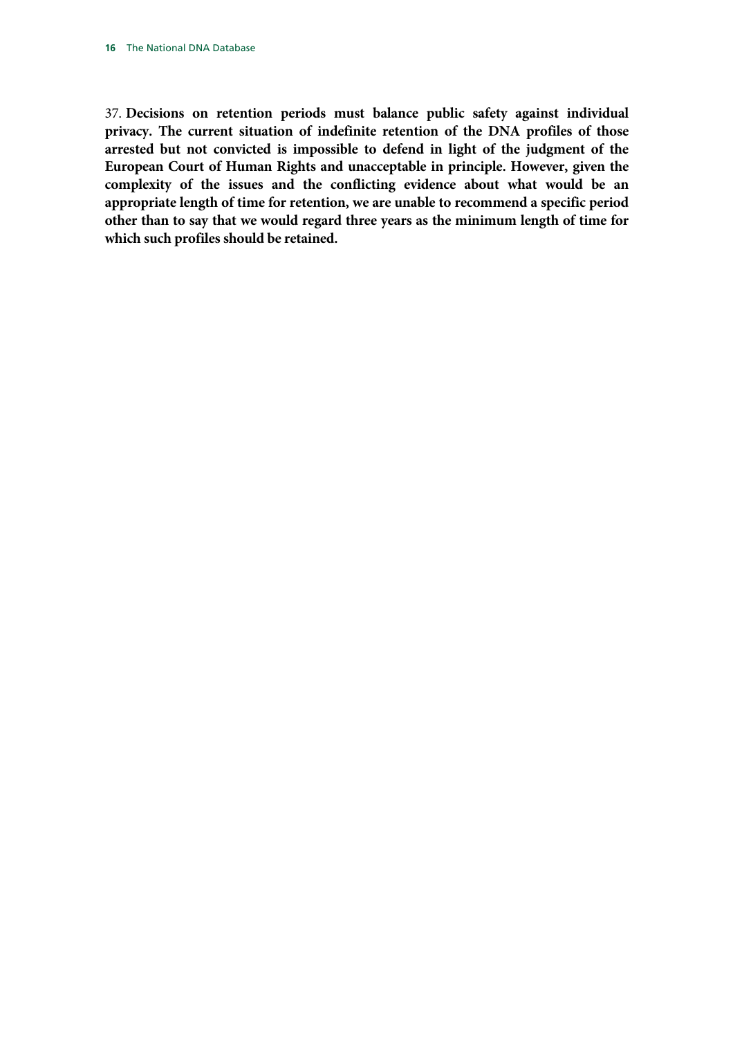37. **Decisions on retention periods must balance public safety against individual privacy. The current situation of indefinite retention of the DNA profiles of those arrested but not convicted is impossible to defend in light of the judgment of the European Court of Human Rights and unacceptable in principle. However, given the complexity of the issues and the conflicting evidence about what would be an appropriate length of time for retention, we are unable to recommend a specific period other than to say that we would regard three years as the minimum length of time for which such profiles should be retained.**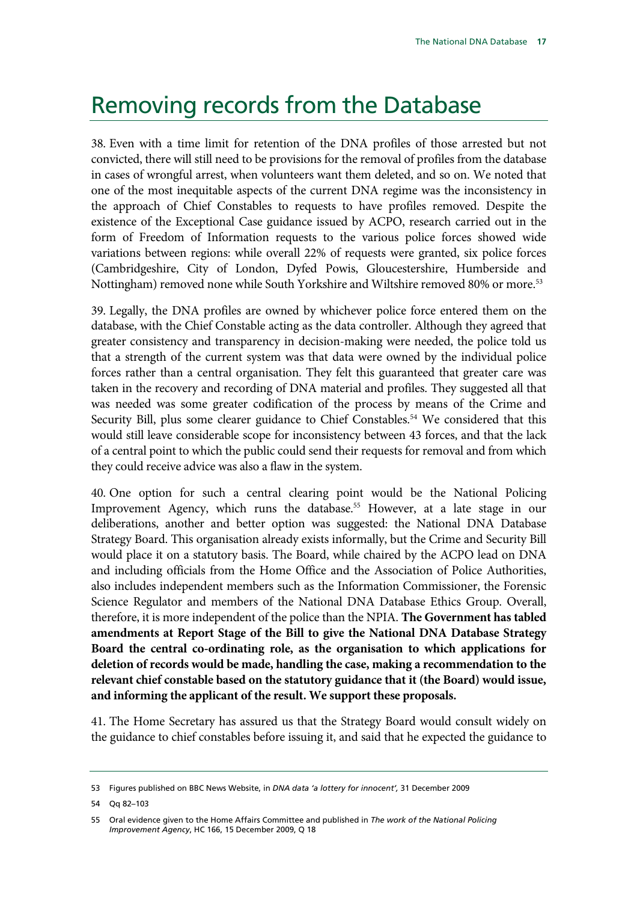# Removing records from the Database

38. Even with a time limit for retention of the DNA profiles of those arrested but not convicted, there will still need to be provisions for the removal of profiles from the database in cases of wrongful arrest, when volunteers want them deleted, and so on. We noted that one of the most inequitable aspects of the current DNA regime was the inconsistency in the approach of Chief Constables to requests to have profiles removed. Despite the existence of the Exceptional Case guidance issued by ACPO, research carried out in the form of Freedom of Information requests to the various police forces showed wide variations between regions: while overall 22% of requests were granted, six police forces (Cambridgeshire, City of London, Dyfed Powis, Gloucestershire, Humberside and Nottingham) removed none while South Yorkshire and Wiltshire removed 80% or more.[53]

39. Legally, the DNA profiles are owned by whichever police force entered them on the database, with the Chief Constable acting as the data controller. Although they agreed that greater consistency and transparency in decision-making were needed, the police told us that a strength of the current system was that data were owned by the individual police forces rather than a central organisation. They felt this guaranteed that greater care was taken in the recovery and recording of DNA material and profiles. They suggested all that was needed was some greater codification of the process by means of the Crime and Security Bill, plus some clearer guidance to Chief Constables.[54] We considered that this would still leave considerable scope for inconsistency between 43 forces, and that the lack of a central point to which the public could send their requests for removal and from which they could receive advice was also a flaw in the system.

40. One option for such a central clearing point would be the National Policing Improvement Agency, which runs the database.[55] However, at a late stage in our deliberations, another and better option was suggested: the National DNA Database Strategy Board. This organisation already exists informally, but the Crime and Security Bill would place it on a statutory basis. The Board, while chaired by the ACPO lead on DNA and including officials from the Home Office and the Association of Police Authorities, also includes independent members such as the Information Commissioner, the Forensic Science Regulator and members of the National DNA Database Ethics Group. Overall, therefore, it is more independent of the police than the NPIA. **The Government has tabled amendments at Report Stage of the Bill to give the National DNA Database Strategy Board the central co-ordinating role, as the organisation to which applications for deletion of records would be made, handling the case, making a recommendation to the relevant chief constable based on the statutory guidance that it (the Board) would issue, and informing the applicant of the result. We support these proposals.**

41. The Home Secretary has assured us that the Strategy Board would consult widely on the guidance to chief constables before issuing it, and said that he expected the guidance to

---

53 Figures published on BBC News Website, in *DNA data 'a lottery for innocent'*, 31 December 2009

54 Qq 82–103

55 Oral evidence given to the Home Affairs Committee and published in *The work of the National Policing Improvement Agency*, HC 166, 15 December 2009, Q 18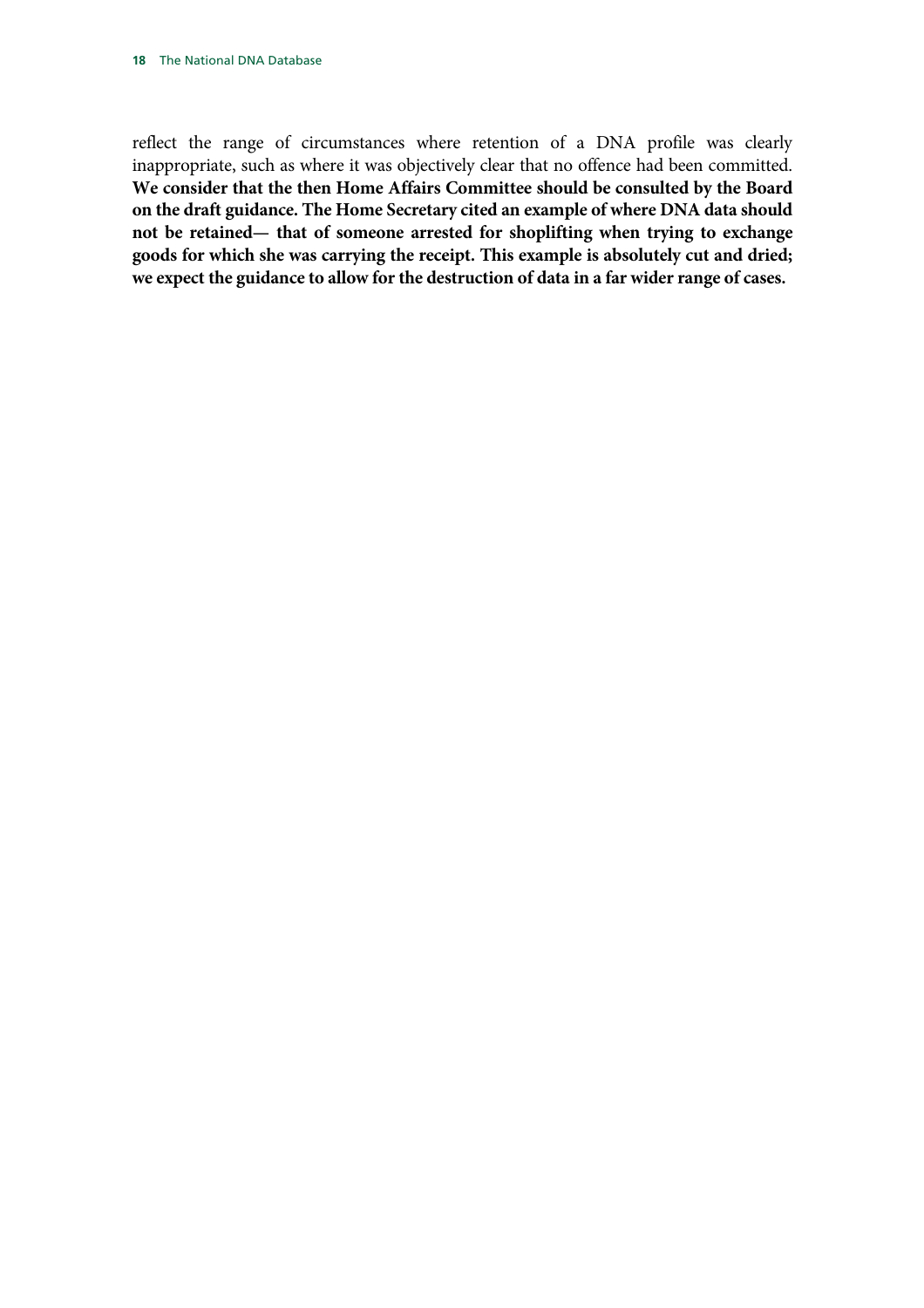reflect the range of circumstances where retention of a DNA profile was clearly inappropriate, such as where it was objectively clear that no offence had been committed. **We consider that the then Home Affairs Committee should be consulted by the Board on the draft guidance. The Home Secretary cited an example of where DNA data should not be retained— that of someone arrested for shoplifting when trying to exchange goods for which she was carrying the receipt. This example is absolutely cut and dried; we expect the guidance to allow for the destruction of data in a far wider range of cases.**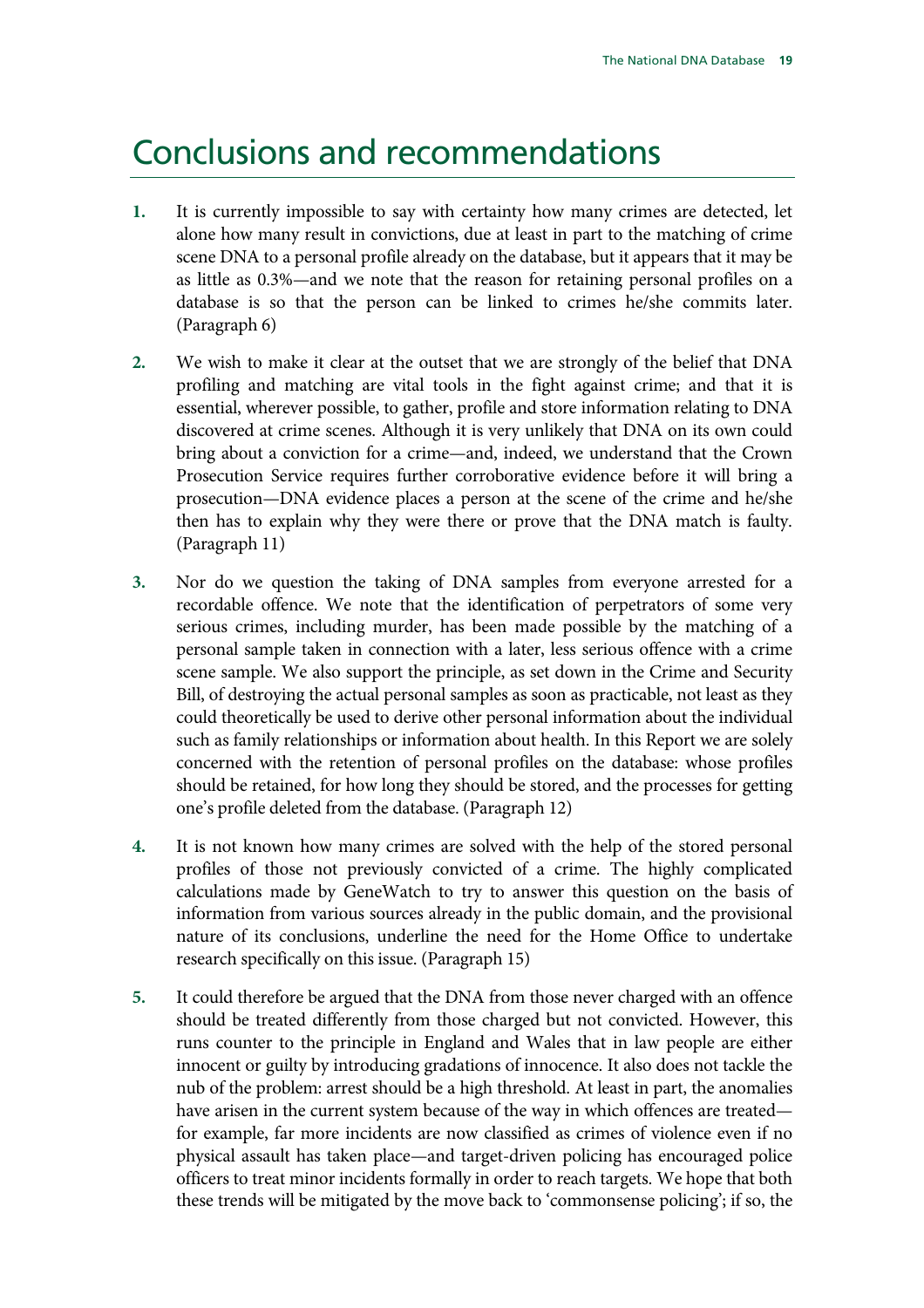# Conclusions and recommendations

1. It is currently impossible to say with certainty how many crimes are detected, let alone how many result in convictions, due at least in part to the matching of crime scene DNA to a personal profile already on the database, but it appears that it may be as little as 0.3%—and we note that the reason for retaining personal profiles on a database is so that the person can be linked to crimes he/she commits later. (Paragraph 6)

2. We wish to make it clear at the outset that we are strongly of the belief that DNA profiling and matching are vital tools in the fight against crime; and that it is essential, wherever possible, to gather, profile and store information relating to DNA discovered at crime scenes. Although it is very unlikely that DNA on its own could bring about a conviction for a crime—and, indeed, we understand that the Crown Prosecution Service requires further corroborative evidence before it will bring a prosecution—DNA evidence places a person at the scene of the crime and he/she then has to explain why they were there or prove that the DNA match is faulty. (Paragraph 11)

3. Nor do we question the taking of DNA samples from everyone arrested for a recordable offence. We note that the identification of perpetrators of some very serious crimes, including murder, has been made possible by the matching of a personal sample taken in connection with a later, less serious offence with a crime scene sample. We also support the principle, as set down in the Crime and Security Bill, of destroying the actual personal samples as soon as practicable, not least as they could theoretically be used to derive other personal information about the individual such as family relationships or information about health. In this Report we are solely concerned with the retention of personal profiles on the database: whose profiles should be retained, for how long they should be stored, and the processes for getting one's profile deleted from the database. (Paragraph 12)

4. It is not known how many crimes are solved with the help of the stored personal profiles of those not previously convicted of a crime. The highly complicated calculations made by GeneWatch to try to answer this question on the basis of information from various sources already in the public domain, and the provisional nature of its conclusions, underline the need for the Home Office to undertake research specifically on this issue. (Paragraph 15)

5. It could therefore be argued that the DNA from those never charged with an offence should be treated differently from those charged but not convicted. However, this runs counter to the principle in England and Wales that in law people are either innocent or guilty by introducing gradations of innocence. It also does not tackle the nub of the problem: arrest should be a high threshold. At least in part, the anomalies have arisen in the current system because of the way in which offences are treated—for example, far more incidents are now classified as crimes of violence even if no physical assault has taken place—and target-driven policing has encouraged police officers to treat minor incidents formally in order to reach targets. We hope that both these trends will be mitigated by the move back to 'commonsense policing'; if so, the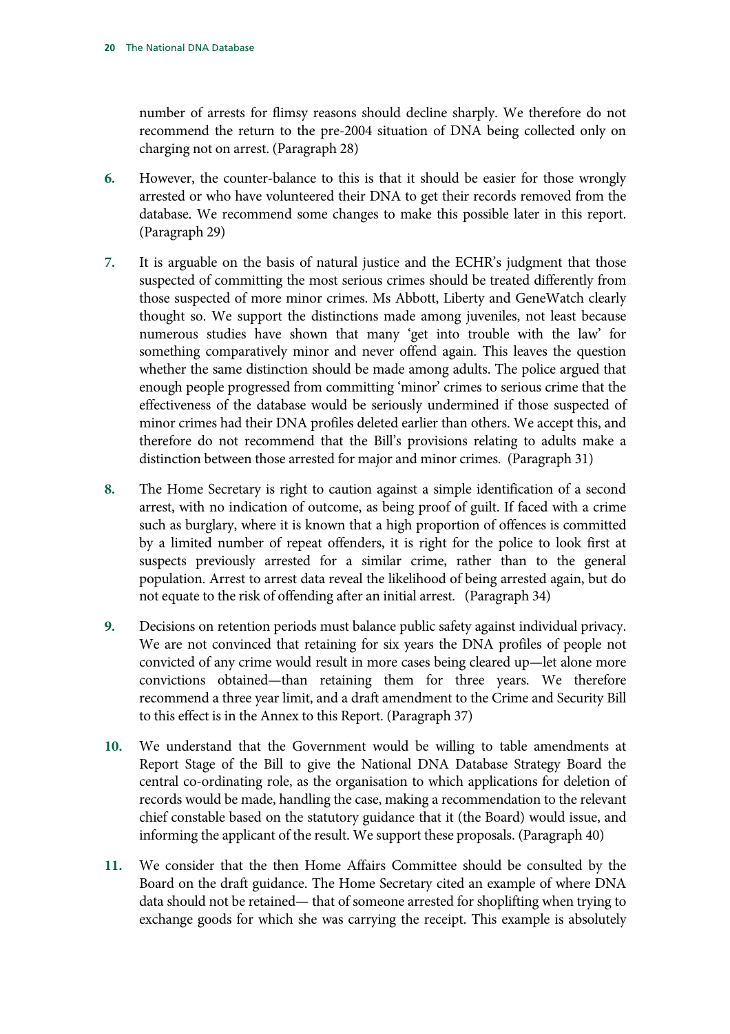number of arrests for flimsy reasons should decline sharply. We therefore do not recommend the return to the pre-2004 situation of DNA being collected only on charging not on arrest. (Paragraph 28)

6. However, the counter-balance to this is that it should be easier for those wrongly arrested or who have volunteered their DNA to get their records removed from the database. We recommend some changes to make this possible later in this report. (Paragraph 29)

7. It is arguable on the basis of natural justice and the ECHR's judgment that those suspected of committing the most serious crimes should be treated differently from those suspected of more minor crimes. Ms Abbott, Liberty and GeneWatch clearly thought so. We support the distinctions made among juveniles, not least because numerous studies have shown that many 'get into trouble with the law' for something comparatively minor and never offend again. This leaves the question whether the same distinction should be made among adults. The police argued that enough people progressed from committing 'minor' crimes to serious crime that the effectiveness of the database would be seriously undermined if those suspected of minor crimes had their DNA profiles deleted earlier than others. We accept this, and therefore do not recommend that the Bill's provisions relating to adults make a distinction between those arrested for major and minor crimes. (Paragraph 31)

8. The Home Secretary is right to caution against a simple identification of a second arrest, with no indication of outcome, as being proof of guilt. If faced with a crime such as burglary, where it is known that a high proportion of offences is committed by a limited number of repeat offenders, it is right for the police to look first at suspects previously arrested for a similar crime, rather than to the general population. Arrest to arrest data reveal the likelihood of being arrested again, but do not equate to the risk of offending after an initial arrest. (Paragraph 34)

9. Decisions on retention periods must balance public safety against individual privacy. We are not convinced that retaining for six years the DNA profiles of people not convicted of any crime would result in more cases being cleared up—let alone more convictions obtained—than retaining them for three years. We therefore recommend a three year limit, and a draft amendment to the Crime and Security Bill to this effect is in the Annex to this Report. (Paragraph 37)

10. We understand that the Government would be willing to table amendments at Report Stage of the Bill to give the National DNA Database Strategy Board the central co-ordinating role, as the organisation to which applications for deletion of records would be made, handling the case, making a recommendation to the relevant chief constable based on the statutory guidance that it (the Board) would issue, and informing the applicant of the result. We support these proposals. (Paragraph 40)

11. We consider that the then Home Affairs Committee should be consulted by the Board on the draft guidance. The Home Secretary cited an example of where DNA data should not be retained— that of someone arrested for shoplifting when trying to exchange goods for which she was carrying the receipt. This example is absolutely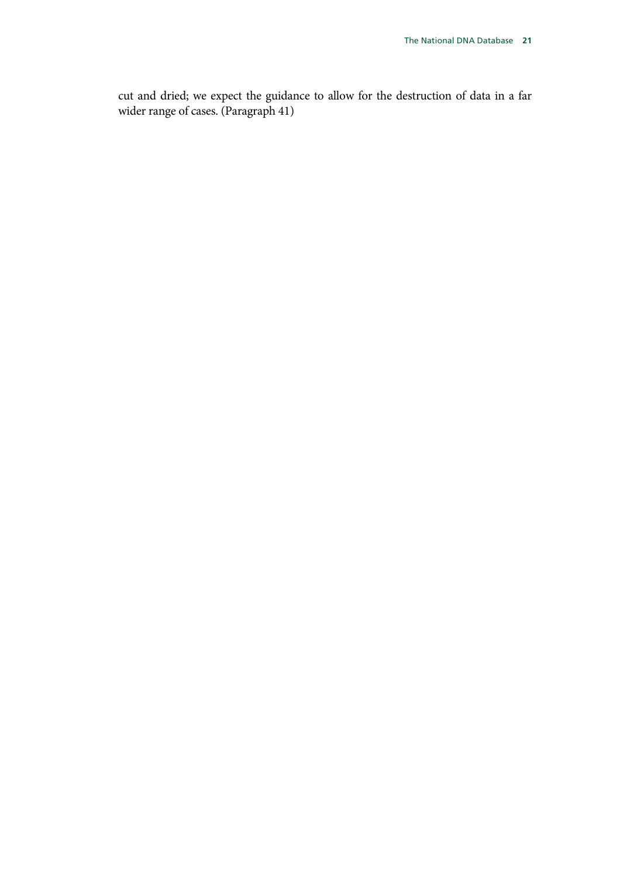cut and dried; we expect the guidance to allow for the destruction of data in a far wider range of cases. (Paragraph 41)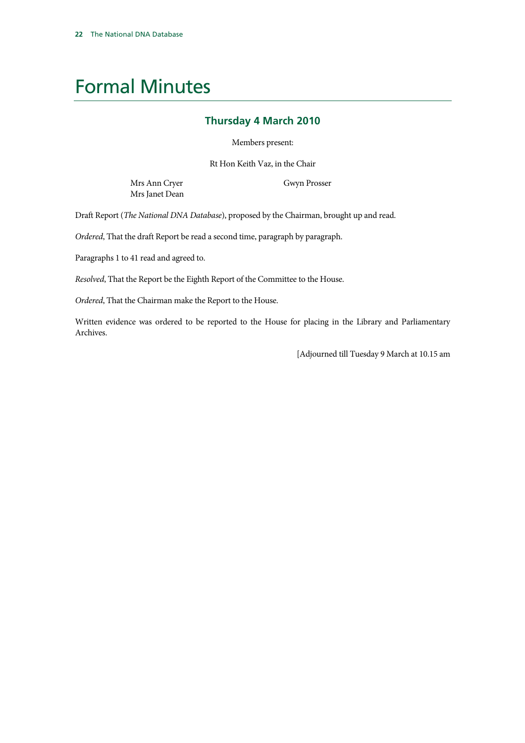# Formal Minutes

## Thursday 4 March 2010

Members present:

Rt Hon Keith Vaz, in the Chair

Mrs Ann Cryer
Mrs Janet Dean
Gwyn Prosser

Draft Report (*The National DNA Database*), proposed by the Chairman, brought up and read.

*Ordered*, That the draft Report be read a second time, paragraph by paragraph.

Paragraphs 1 to 41 read and agreed to.

*Resolved*, That the Report be the Eighth Report of the Committee to the House.

*Ordered*, That the Chairman make the Report to the House.

Written evidence was ordered to be reported to the House for placing in the Library and Parliamentary Archives.

[Adjourned till Tuesday 9 March at 10.15 am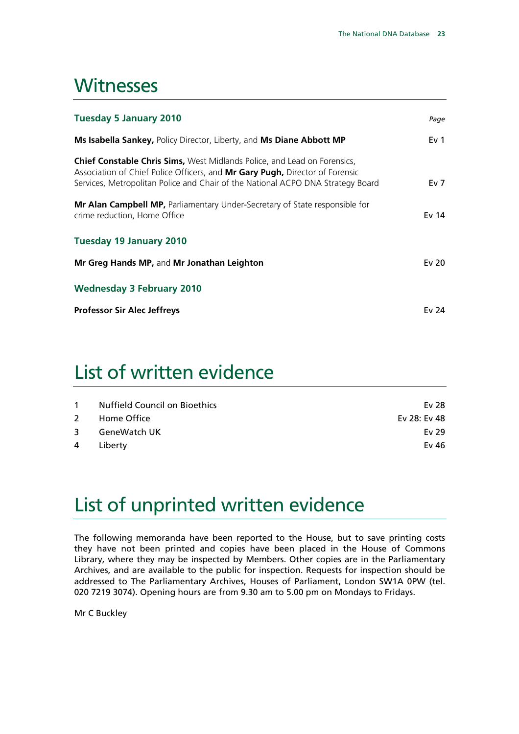# Witnesses

| **Tuesday 5 January 2010** | *Page* |
|---|---|
| **Ms Isabella Sankey,** Policy Director, Liberty, and **Ms Diane Abbott MP** | Ev 1 |
| **Chief Constable Chris Sims,** West Midlands Police, and Lead on Forensics, Association of Chief Police Officers, and **Mr Gary Pugh,** Director of Forensic Services, Metropolitan Police and Chair of the National ACPO DNA Strategy Board | Ev 7 |
| **Mr Alan Campbell MP,** Parliamentary Under-Secretary of State responsible for crime reduction, Home Office | Ev 14 |
| **Tuesday 19 January 2010** | |
| **Mr Greg Hands MP,** and **Mr Jonathan Leighton** | Ev 20 |
| **Wednesday 3 February 2010** | |
| **Professor Sir Alec Jeffreys** | Ev 24 |

# List of written evidence

| | | |
|---|---|---|
| 1 | Nuffield Council on Bioethics | Ev 28 |
| 2 | Home Office | Ev 28: Ev 48 |
| 3 | GeneWatch UK | Ev 29 |
| 4 | Liberty | Ev 46 |

# List of unprinted written evidence

The following memoranda have been reported to the House, but to save printing costs they have not been printed and copies have been placed in the House of Commons Library, where they may be inspected by Members. Other copies are in the Parliamentary Archives, and are available to the public for inspection. Requests for inspection should be addressed to The Parliamentary Archives, Houses of Parliament, London SW1A 0PW (tel. 020 7219 3074). Opening hours are from 9.30 am to 5.00 pm on Mondays to Fridays.

Mr C Buckley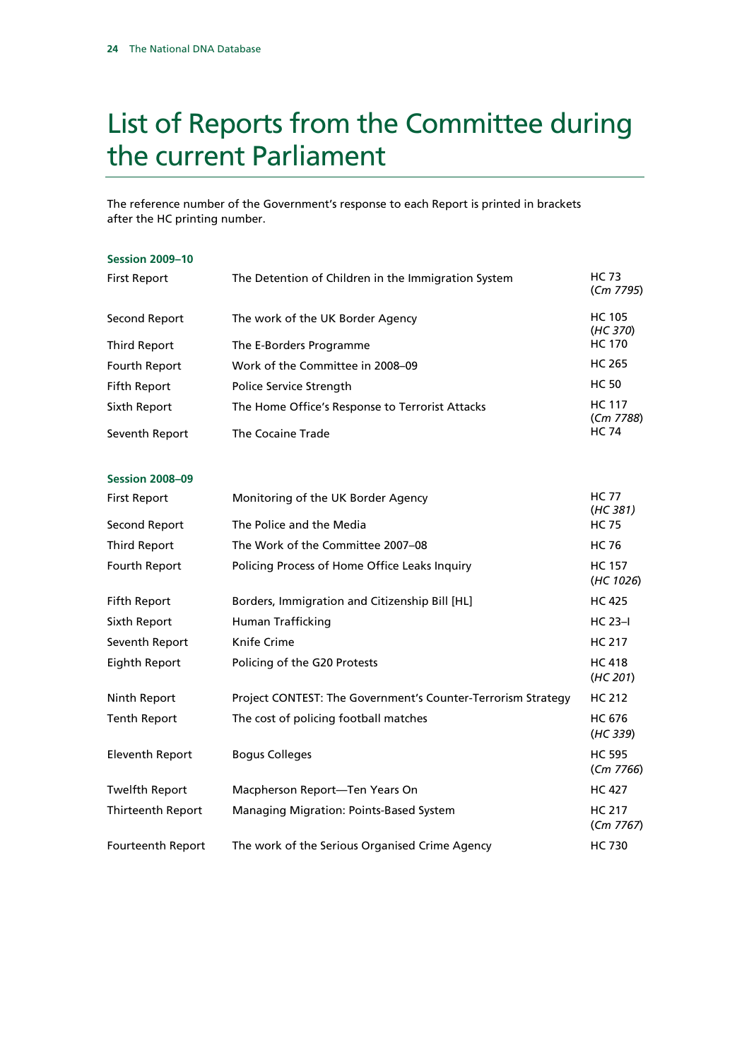# List of Reports from the Committee during the current Parliament

The reference number of the Government's response to each Report is printed in brackets after the HC printing number.

**Session 2009–10**

| | | |
|---|---|---|
| First Report | The Detention of Children in the Immigration System | HC 73 (*Cm 7795*) |
| Second Report | The work of the UK Border Agency | HC 105 (*HC 370*) |
| Third Report | The E-Borders Programme | HC 170 |
| Fourth Report | Work of the Committee in 2008–09 | HC 265 |
| Fifth Report | Police Service Strength | HC 50 |
| Sixth Report | The Home Office's Response to Terrorist Attacks | HC 117 (*Cm 7788*) |
| Seventh Report | The Cocaine Trade | HC 74 |

**Session 2008–09**

| | | |
|---|---|---|
| First Report | Monitoring of the UK Border Agency | HC 77 (*HC 381)* |
| Second Report | The Police and the Media | HC 75 |
| Third Report | The Work of the Committee 2007–08 | HC 76 |
| Fourth Report | Policing Process of Home Office Leaks Inquiry | HC 157 (*HC 1026*) |
| Fifth Report | Borders, Immigration and Citizenship Bill [HL] | HC 425 |
| Sixth Report | Human Trafficking | HC 23–I |
| Seventh Report | Knife Crime | HC 217 |
| Eighth Report | Policing of the G20 Protests | HC 418 (*HC 201*) |
| Ninth Report | Project CONTEST: The Government's Counter-Terrorism Strategy | HC 212 |
| Tenth Report | The cost of policing football matches | HC 676 (*HC 339*) |
| Eleventh Report | Bogus Colleges | HC 595 (*Cm 7766*) |
| Twelfth Report | Macpherson Report—Ten Years On | HC 427 |
| Thirteenth Report | Managing Migration: Points-Based System | HC 217 (*Cm 7767*) |
| Fourteenth Report | The work of the Serious Organised Crime Agency | HC 730 |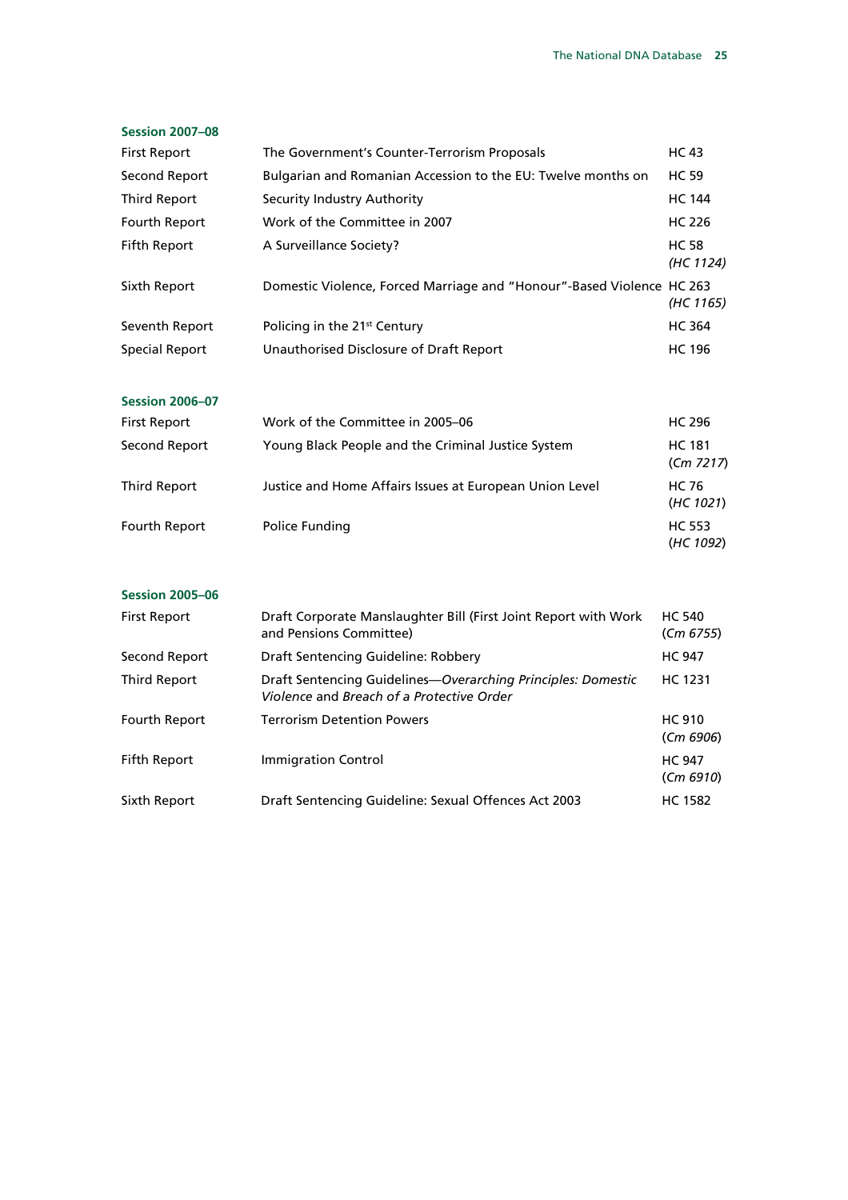### Session 2007–08

| | | |
|---|---|---|
| First Report | The Government's Counter-Terrorism Proposals | HC 43 |
| Second Report | Bulgarian and Romanian Accession to the EU: Twelve months on | HC 59 |
| Third Report | Security Industry Authority | HC 144 |
| Fourth Report | Work of the Committee in 2007 | HC 226 |
| Fifth Report | A Surveillance Society? | HC 58 *(HC 1124)* |
| Sixth Report | Domestic Violence, Forced Marriage and "Honour"-Based Violence | HC 263 *(HC 1165)* |
| Seventh Report | Policing in the 21st Century | HC 364 |
| Special Report | Unauthorised Disclosure of Draft Report | HC 196 |

### Session 2006–07

| | | |
|---|---|---|
| First Report | Work of the Committee in 2005–06 | HC 296 |
| Second Report | Young Black People and the Criminal Justice System | HC 181 (*Cm 7217*) |
| Third Report | Justice and Home Affairs Issues at European Union Level | HC 76 (*HC 1021*) |
| Fourth Report | Police Funding | HC 553 (*HC 1092*) |

### Session 2005–06

| | | |
|---|---|---|
| First Report | Draft Corporate Manslaughter Bill (First Joint Report with Work and Pensions Committee) | HC 540 (*Cm 6755*) |
| Second Report | Draft Sentencing Guideline: Robbery | HC 947 |
| Third Report | Draft Sentencing Guidelines—*Overarching Principles: Domestic Violence* and *Breach of a Protective Order* | HC 1231 |
| Fourth Report | Terrorism Detention Powers | HC 910 (*Cm 6906*) |
| Fifth Report | Immigration Control | HC 947 (*Cm 6910*) |
| Sixth Report | Draft Sentencing Guideline: Sexual Offences Act 2003 | HC 1582 |